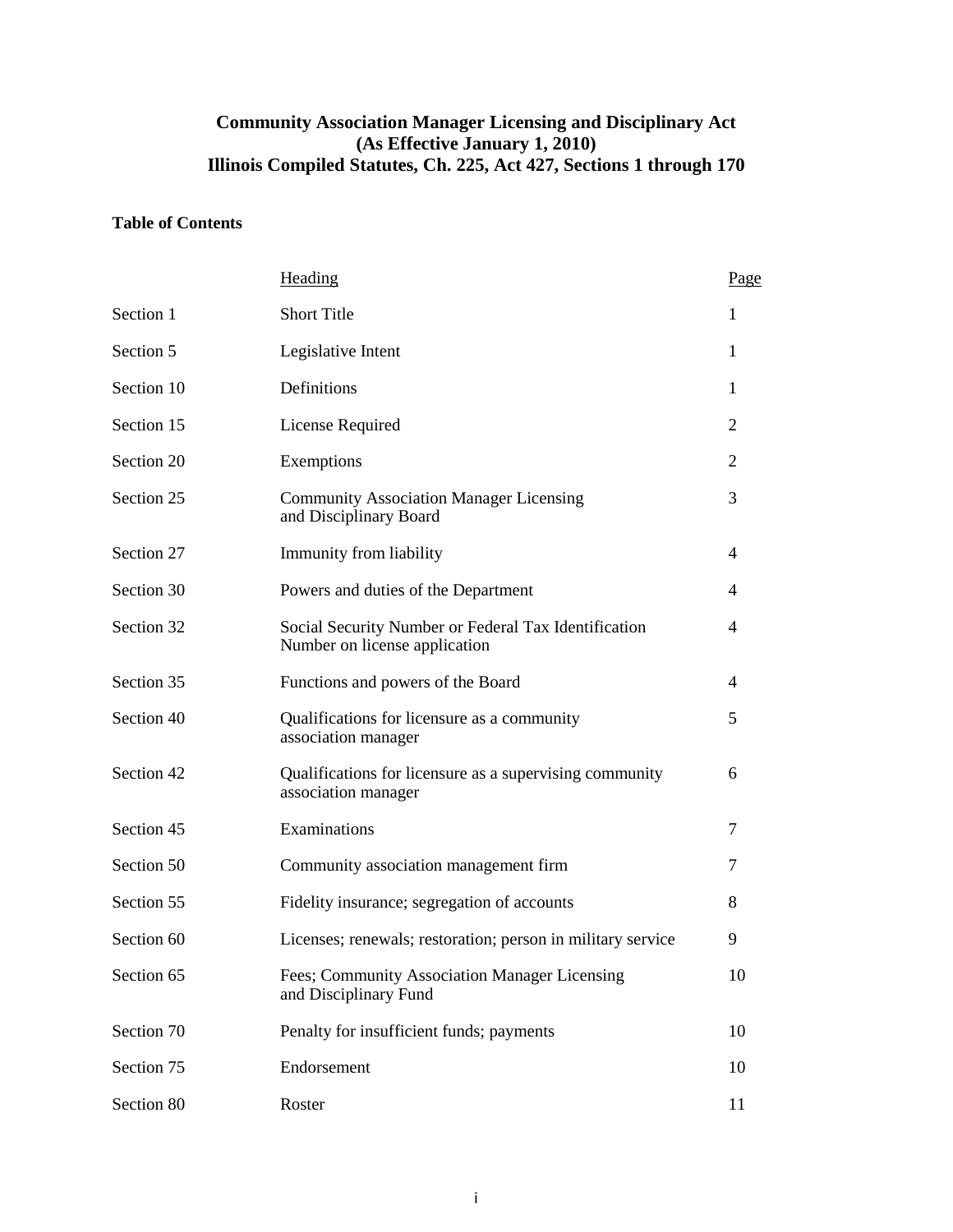# Community Association Manager Licensing and Disciplinary Act
## (As Effective January 1, 2010)
## Illinois Compiled Statutes, Ch. 225, Act 427, Sections 1 through 170

**Table of Contents**

| | Heading | Page |
|---|---|---|
| Section 1 | Short Title | 1 |
| Section 5 | Legislative Intent | 1 |
| Section 10 | Definitions | 1 |
| Section 15 | License Required | 2 |
| Section 20 | Exemptions | 2 |
| Section 25 | Community Association Manager Licensing and Disciplinary Board | 3 |
| Section 27 | Immunity from liability | 4 |
| Section 30 | Powers and duties of the Department | 4 |
| Section 32 | Social Security Number or Federal Tax Identification Number on license application | 4 |
| Section 35 | Functions and powers of the Board | 4 |
| Section 40 | Qualifications for licensure as a community association manager | 5 |
| Section 42 | Qualifications for licensure as a supervising community association manager | 6 |
| Section 45 | Examinations | 7 |
| Section 50 | Community association management firm | 7 |
| Section 55 | Fidelity insurance; segregation of accounts | 8 |
| Section 60 | Licenses; renewals; restoration; person in military service | 9 |
| Section 65 | Fees; Community Association Manager Licensing and Disciplinary Fund | 10 |
| Section 70 | Penalty for insufficient funds; payments | 10 |
| Section 75 | Endorsement | 10 |
| Section 80 | Roster | 11 |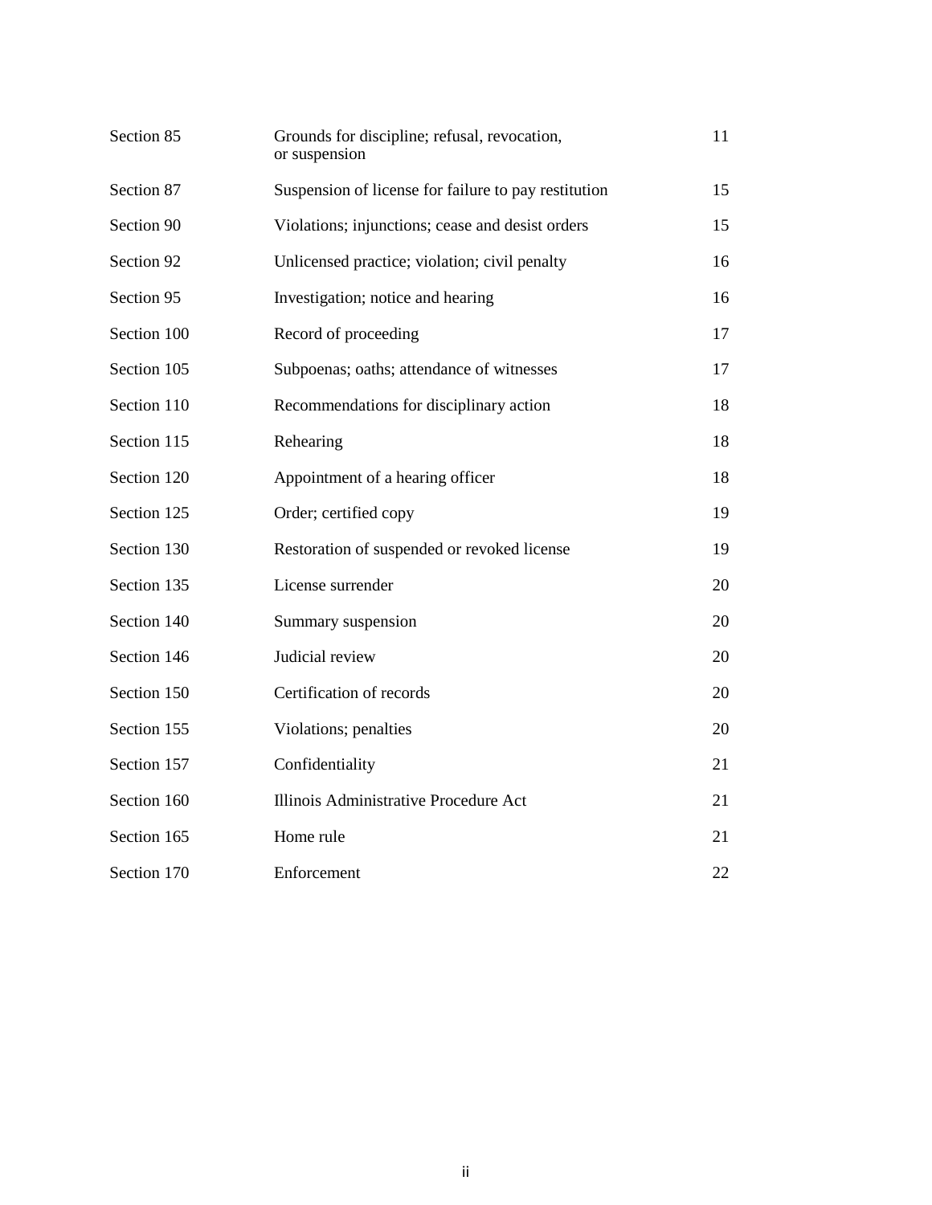| | | |
|---|---|---|
| Section 85 | Grounds for discipline; refusal, revocation, or suspension | 11 |
| Section 87 | Suspension of license for failure to pay restitution | 15 |
| Section 90 | Violations; injunctions; cease and desist orders | 15 |
| Section 92 | Unlicensed practice; violation; civil penalty | 16 |
| Section 95 | Investigation; notice and hearing | 16 |
| Section 100 | Record of proceeding | 17 |
| Section 105 | Subpoenas; oaths; attendance of witnesses | 17 |
| Section 110 | Recommendations for disciplinary action | 18 |
| Section 115 | Rehearing | 18 |
| Section 120 | Appointment of a hearing officer | 18 |
| Section 125 | Order; certified copy | 19 |
| Section 130 | Restoration of suspended or revoked license | 19 |
| Section 135 | License surrender | 20 |
| Section 140 | Summary suspension | 20 |
| Section 146 | Judicial review | 20 |
| Section 150 | Certification of records | 20 |
| Section 155 | Violations; penalties | 20 |
| Section 157 | Confidentiality | 21 |
| Section 160 | Illinois Administrative Procedure Act | 21 |
| Section 165 | Home rule | 21 |
| Section 170 | Enforcement | 22 |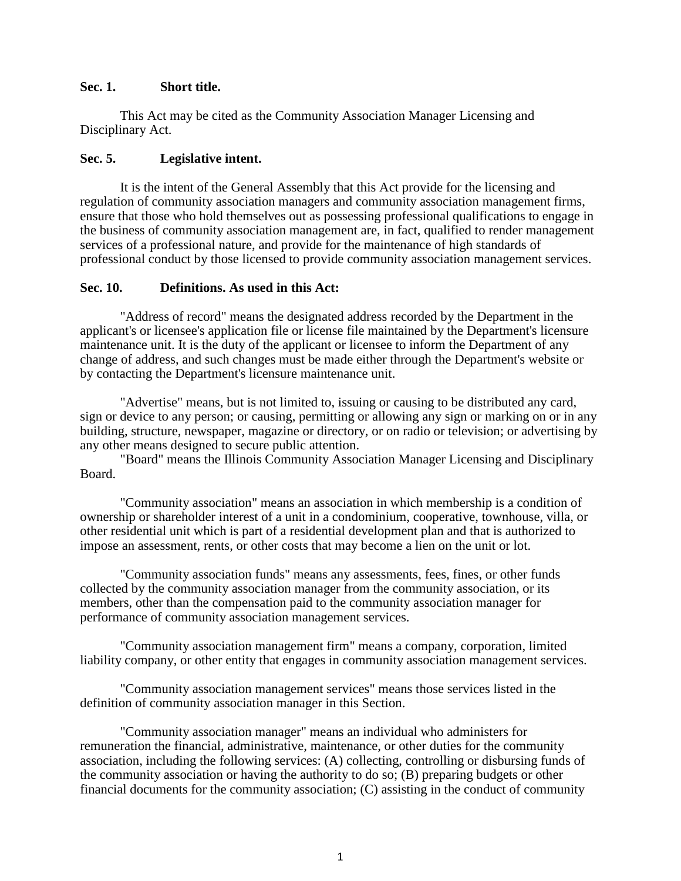**Sec. 1. Short title.**

This Act may be cited as the Community Association Manager Licensing and Disciplinary Act.

**Sec. 5. Legislative intent.**

It is the intent of the General Assembly that this Act provide for the licensing and regulation of community association managers and community association management firms, ensure that those who hold themselves out as possessing professional qualifications to engage in the business of community association management are, in fact, qualified to render management services of a professional nature, and provide for the maintenance of high standards of professional conduct by those licensed to provide community association management services.

**Sec. 10. Definitions. As used in this Act:**

"Address of record" means the designated address recorded by the Department in the applicant's or licensee's application file or license file maintained by the Department's licensure maintenance unit. It is the duty of the applicant or licensee to inform the Department of any change of address, and such changes must be made either through the Department's website or by contacting the Department's licensure maintenance unit.

"Advertise" means, but is not limited to, issuing or causing to be distributed any card, sign or device to any person; or causing, permitting or allowing any sign or marking on or in any building, structure, newspaper, magazine or directory, or on radio or television; or advertising by any other means designed to secure public attention.

"Board" means the Illinois Community Association Manager Licensing and Disciplinary Board.

"Community association" means an association in which membership is a condition of ownership or shareholder interest of a unit in a condominium, cooperative, townhouse, villa, or other residential unit which is part of a residential development plan and that is authorized to impose an assessment, rents, or other costs that may become a lien on the unit or lot.

"Community association funds" means any assessments, fees, fines, or other funds collected by the community association manager from the community association, or its members, other than the compensation paid to the community association manager for performance of community association management services.

"Community association management firm" means a company, corporation, limited liability company, or other entity that engages in community association management services.

"Community association management services" means those services listed in the definition of community association manager in this Section.

"Community association manager" means an individual who administers for remuneration the financial, administrative, maintenance, or other duties for the community association, including the following services: (A) collecting, controlling or disbursing funds of the community association or having the authority to do so; (B) preparing budgets or other financial documents for the community association; (C) assisting in the conduct of community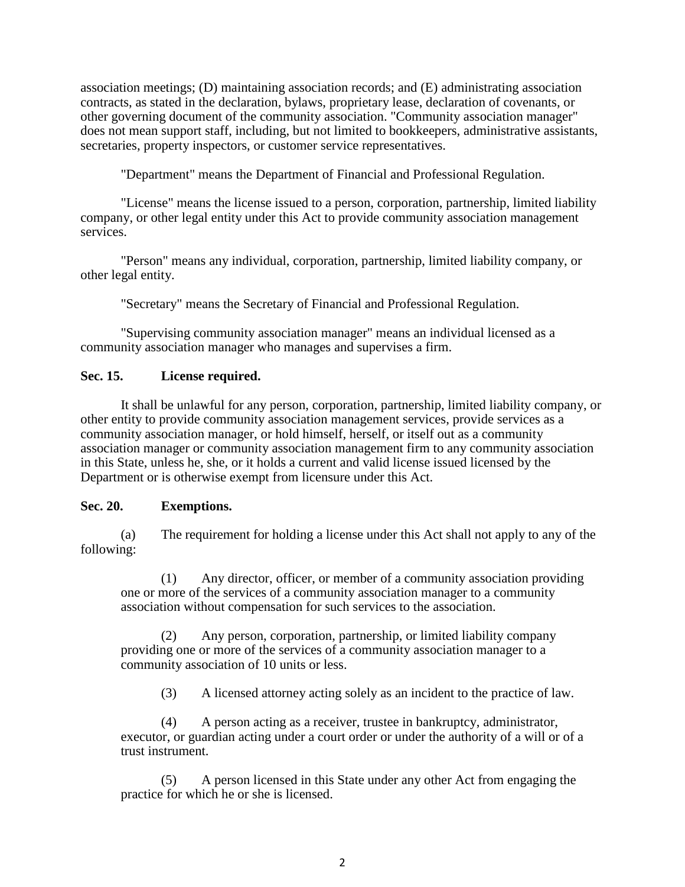association meetings; (D) maintaining association records; and (E) administrating association contracts, as stated in the declaration, bylaws, proprietary lease, declaration of covenants, or other governing document of the community association. "Community association manager" does not mean support staff, including, but not limited to bookkeepers, administrative assistants, secretaries, property inspectors, or customer service representatives.

"Department" means the Department of Financial and Professional Regulation.

"License" means the license issued to a person, corporation, partnership, limited liability company, or other legal entity under this Act to provide community association management services.

"Person" means any individual, corporation, partnership, limited liability company, or other legal entity.

"Secretary" means the Secretary of Financial and Professional Regulation.

"Supervising community association manager" means an individual licensed as a community association manager who manages and supervises a firm.

**Sec. 15. License required.**

It shall be unlawful for any person, corporation, partnership, limited liability company, or other entity to provide community association management services, provide services as a community association manager, or hold himself, herself, or itself out as a community association manager or community association management firm to any community association in this State, unless he, she, or it holds a current and valid license issued licensed by the Department or is otherwise exempt from licensure under this Act.

**Sec. 20. Exemptions.**

(a) The requirement for holding a license under this Act shall not apply to any of the following:

(1) Any director, officer, or member of a community association providing one or more of the services of a community association manager to a community association without compensation for such services to the association.

(2) Any person, corporation, partnership, or limited liability company providing one or more of the services of a community association manager to a community association of 10 units or less.

(3) A licensed attorney acting solely as an incident to the practice of law.

(4) A person acting as a receiver, trustee in bankruptcy, administrator, executor, or guardian acting under a court order or under the authority of a will or of a trust instrument.

(5) A person licensed in this State under any other Act from engaging the practice for which he or she is licensed.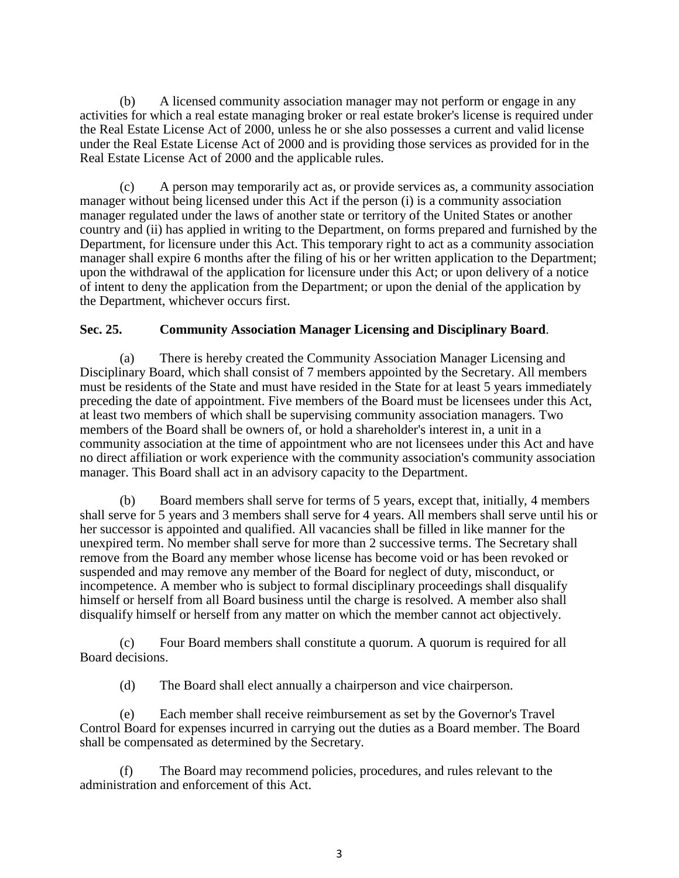(b) A licensed community association manager may not perform or engage in any activities for which a real estate managing broker or real estate broker's license is required under the Real Estate License Act of 2000, unless he or she also possesses a current and valid license under the Real Estate License Act of 2000 and is providing those services as provided for in the Real Estate License Act of 2000 and the applicable rules.

(c) A person may temporarily act as, or provide services as, a community association manager without being licensed under this Act if the person (i) is a community association manager regulated under the laws of another state or territory of the United States or another country and (ii) has applied in writing to the Department, on forms prepared and furnished by the Department, for licensure under this Act. This temporary right to act as a community association manager shall expire 6 months after the filing of his or her written application to the Department; upon the withdrawal of the application for licensure under this Act; or upon delivery of a notice of intent to deny the application from the Department; or upon the denial of the application by the Department, whichever occurs first.

**Sec. 25. Community Association Manager Licensing and Disciplinary Board**.

(a) There is hereby created the Community Association Manager Licensing and Disciplinary Board, which shall consist of 7 members appointed by the Secretary. All members must be residents of the State and must have resided in the State for at least 5 years immediately preceding the date of appointment. Five members of the Board must be licensees under this Act, at least two members of which shall be supervising community association managers. Two members of the Board shall be owners of, or hold a shareholder's interest in, a unit in a community association at the time of appointment who are not licensees under this Act and have no direct affiliation or work experience with the community association's community association manager. This Board shall act in an advisory capacity to the Department.

(b) Board members shall serve for terms of 5 years, except that, initially, 4 members shall serve for 5 years and 3 members shall serve for 4 years. All members shall serve until his or her successor is appointed and qualified. All vacancies shall be filled in like manner for the unexpired term. No member shall serve for more than 2 successive terms. The Secretary shall remove from the Board any member whose license has become void or has been revoked or suspended and may remove any member of the Board for neglect of duty, misconduct, or incompetence. A member who is subject to formal disciplinary proceedings shall disqualify himself or herself from all Board business until the charge is resolved. A member also shall disqualify himself or herself from any matter on which the member cannot act objectively.

(c) Four Board members shall constitute a quorum. A quorum is required for all Board decisions.

(d) The Board shall elect annually a chairperson and vice chairperson.

(e) Each member shall receive reimbursement as set by the Governor's Travel Control Board for expenses incurred in carrying out the duties as a Board member. The Board shall be compensated as determined by the Secretary.

(f) The Board may recommend policies, procedures, and rules relevant to the administration and enforcement of this Act.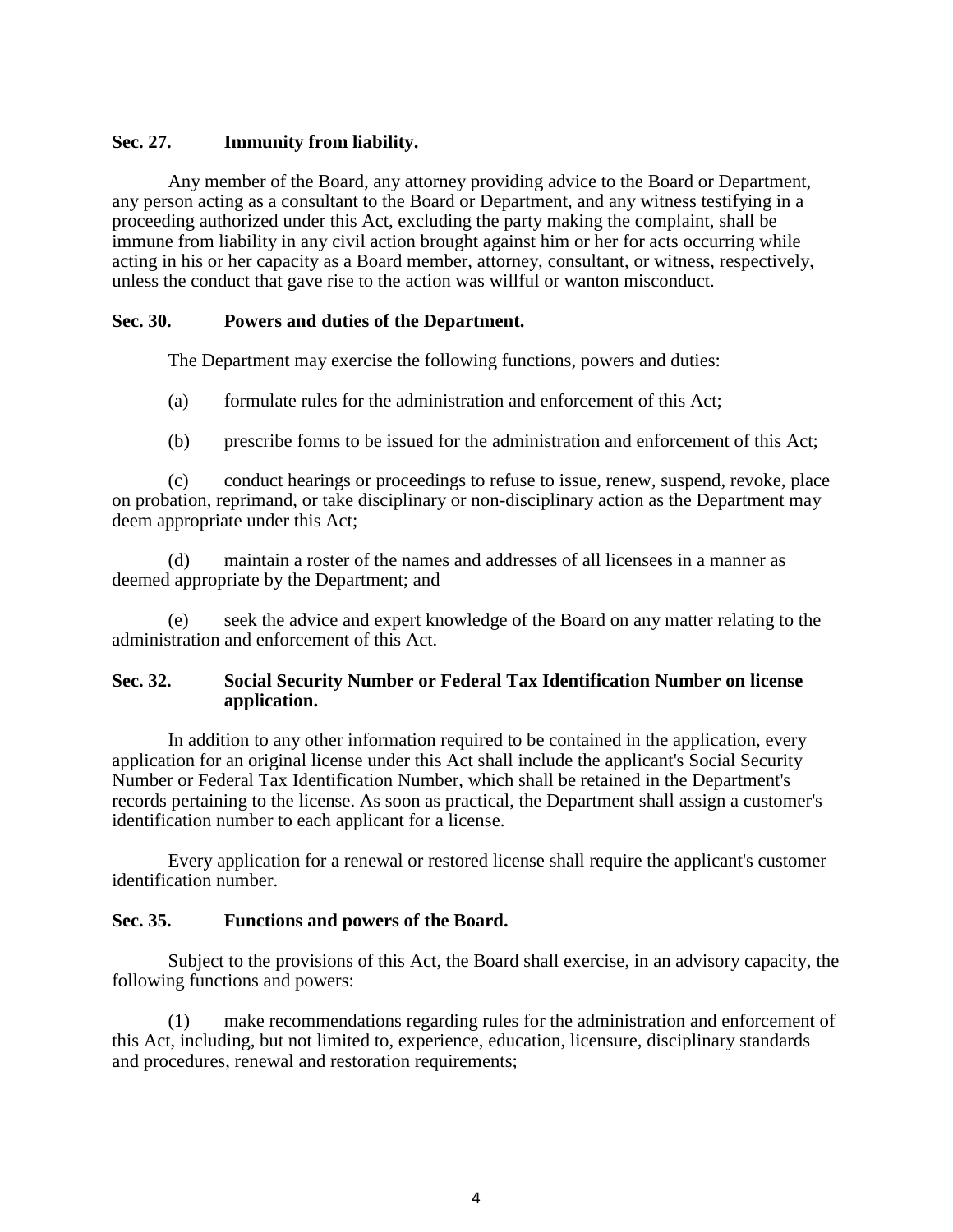**Sec. 27. Immunity from liability.**

Any member of the Board, any attorney providing advice to the Board or Department, any person acting as a consultant to the Board or Department, and any witness testifying in a proceeding authorized under this Act, excluding the party making the complaint, shall be immune from liability in any civil action brought against him or her for acts occurring while acting in his or her capacity as a Board member, attorney, consultant, or witness, respectively, unless the conduct that gave rise to the action was willful or wanton misconduct.

**Sec. 30. Powers and duties of the Department.**

The Department may exercise the following functions, powers and duties:

(a) formulate rules for the administration and enforcement of this Act;

(b) prescribe forms to be issued for the administration and enforcement of this Act;

(c) conduct hearings or proceedings to refuse to issue, renew, suspend, revoke, place on probation, reprimand, or take disciplinary or non-disciplinary action as the Department may deem appropriate under this Act;

(d) maintain a roster of the names and addresses of all licensees in a manner as deemed appropriate by the Department; and

(e) seek the advice and expert knowledge of the Board on any matter relating to the administration and enforcement of this Act.

**Sec. 32. Social Security Number or Federal Tax Identification Number on license application.**

In addition to any other information required to be contained in the application, every application for an original license under this Act shall include the applicant's Social Security Number or Federal Tax Identification Number, which shall be retained in the Department's records pertaining to the license. As soon as practical, the Department shall assign a customer's identification number to each applicant for a license.

Every application for a renewal or restored license shall require the applicant's customer identification number.

**Sec. 35. Functions and powers of the Board.**

Subject to the provisions of this Act, the Board shall exercise, in an advisory capacity, the following functions and powers:

(1) make recommendations regarding rules for the administration and enforcement of this Act, including, but not limited to, experience, education, licensure, disciplinary standards and procedures, renewal and restoration requirements;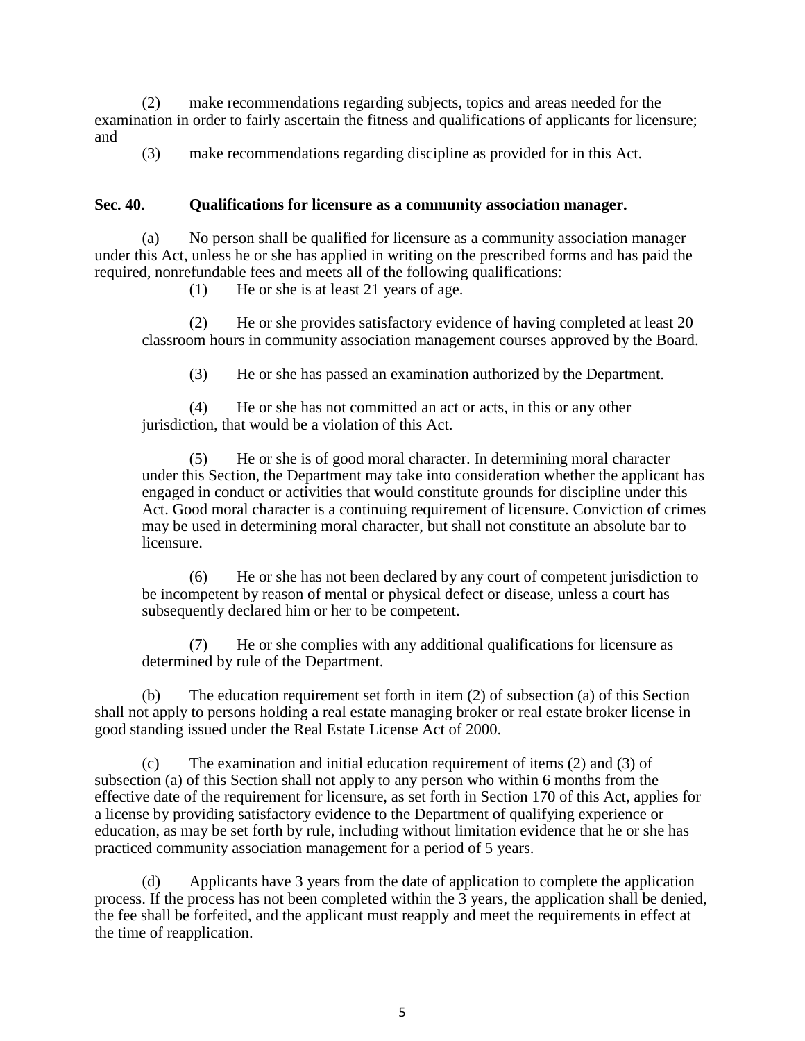(2) make recommendations regarding subjects, topics and areas needed for the examination in order to fairly ascertain the fitness and qualifications of applicants for licensure; and

(3) make recommendations regarding discipline as provided for in this Act.

**Sec. 40. Qualifications for licensure as a community association manager.**

(a) No person shall be qualified for licensure as a community association manager under this Act, unless he or she has applied in writing on the prescribed forms and has paid the required, nonrefundable fees and meets all of the following qualifications:

(1) He or she is at least 21 years of age.

(2) He or she provides satisfactory evidence of having completed at least 20 classroom hours in community association management courses approved by the Board.

(3) He or she has passed an examination authorized by the Department.

(4) He or she has not committed an act or acts, in this or any other jurisdiction, that would be a violation of this Act.

(5) He or she is of good moral character. In determining moral character under this Section, the Department may take into consideration whether the applicant has engaged in conduct or activities that would constitute grounds for discipline under this Act. Good moral character is a continuing requirement of licensure. Conviction of crimes may be used in determining moral character, but shall not constitute an absolute bar to licensure.

(6) He or she has not been declared by any court of competent jurisdiction to be incompetent by reason of mental or physical defect or disease, unless a court has subsequently declared him or her to be competent.

(7) He or she complies with any additional qualifications for licensure as determined by rule of the Department.

(b) The education requirement set forth in item (2) of subsection (a) of this Section shall not apply to persons holding a real estate managing broker or real estate broker license in good standing issued under the Real Estate License Act of 2000.

(c) The examination and initial education requirement of items (2) and (3) of subsection (a) of this Section shall not apply to any person who within 6 months from the effective date of the requirement for licensure, as set forth in Section 170 of this Act, applies for a license by providing satisfactory evidence to the Department of qualifying experience or education, as may be set forth by rule, including without limitation evidence that he or she has practiced community association management for a period of 5 years.

(d) Applicants have 3 years from the date of application to complete the application process. If the process has not been completed within the 3 years, the application shall be denied, the fee shall be forfeited, and the applicant must reapply and meet the requirements in effect at the time of reapplication.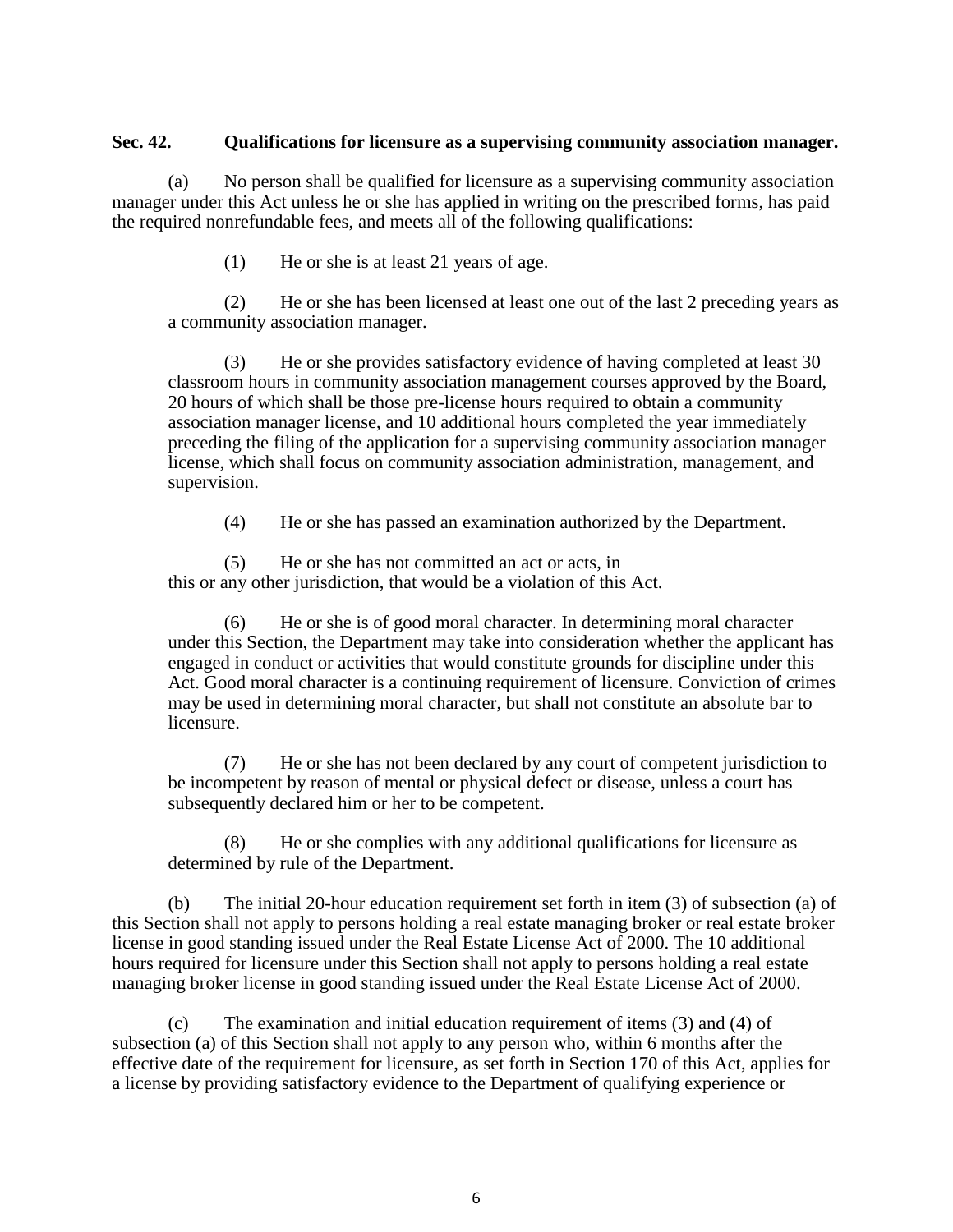**Sec. 42. Qualifications for licensure as a supervising community association manager.**

(a) No person shall be qualified for licensure as a supervising community association manager under this Act unless he or she has applied in writing on the prescribed forms, has paid the required nonrefundable fees, and meets all of the following qualifications:

(1) He or she is at least 21 years of age.

(2) He or she has been licensed at least one out of the last 2 preceding years as a community association manager.

(3) He or she provides satisfactory evidence of having completed at least 30 classroom hours in community association management courses approved by the Board, 20 hours of which shall be those pre-license hours required to obtain a community association manager license, and 10 additional hours completed the year immediately preceding the filing of the application for a supervising community association manager license, which shall focus on community association administration, management, and supervision.

(4) He or she has passed an examination authorized by the Department.

(5) He or she has not committed an act or acts, in this or any other jurisdiction, that would be a violation of this Act.

(6) He or she is of good moral character. In determining moral character under this Section, the Department may take into consideration whether the applicant has engaged in conduct or activities that would constitute grounds for discipline under this Act. Good moral character is a continuing requirement of licensure. Conviction of crimes may be used in determining moral character, but shall not constitute an absolute bar to licensure.

(7) He or she has not been declared by any court of competent jurisdiction to be incompetent by reason of mental or physical defect or disease, unless a court has subsequently declared him or her to be competent.

(8) He or she complies with any additional qualifications for licensure as determined by rule of the Department.

(b) The initial 20-hour education requirement set forth in item (3) of subsection (a) of this Section shall not apply to persons holding a real estate managing broker or real estate broker license in good standing issued under the Real Estate License Act of 2000. The 10 additional hours required for licensure under this Section shall not apply to persons holding a real estate managing broker license in good standing issued under the Real Estate License Act of 2000.

(c) The examination and initial education requirement of items (3) and (4) of subsection (a) of this Section shall not apply to any person who, within 6 months after the effective date of the requirement for licensure, as set forth in Section 170 of this Act, applies for a license by providing satisfactory evidence to the Department of qualifying experience or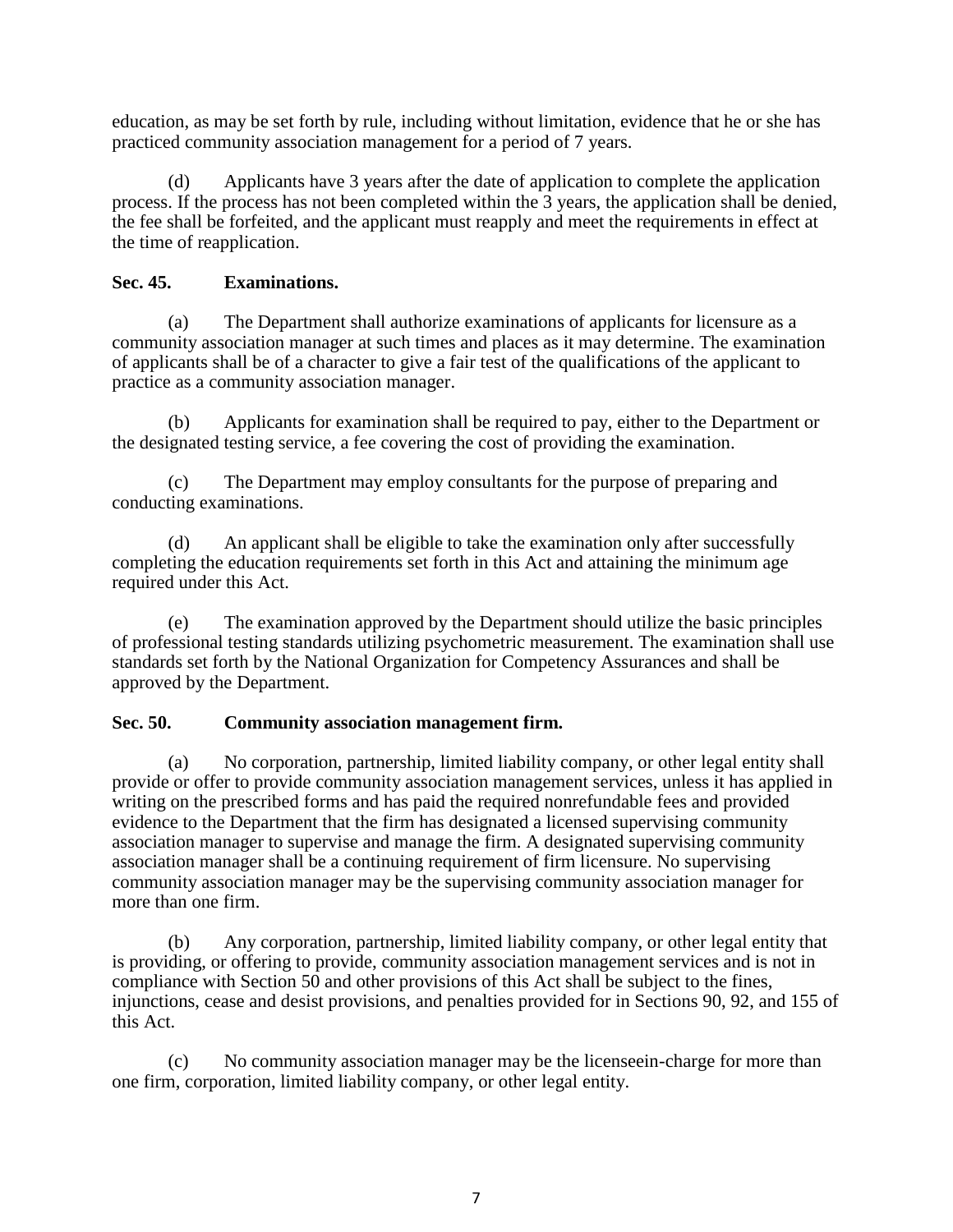education, as may be set forth by rule, including without limitation, evidence that he or she has practiced community association management for a period of 7 years.

(d) Applicants have 3 years after the date of application to complete the application process. If the process has not been completed within the 3 years, the application shall be denied, the fee shall be forfeited, and the applicant must reapply and meet the requirements in effect at the time of reapplication.

**Sec. 45. Examinations.**

(a) The Department shall authorize examinations of applicants for licensure as a community association manager at such times and places as it may determine. The examination of applicants shall be of a character to give a fair test of the qualifications of the applicant to practice as a community association manager.

(b) Applicants for examination shall be required to pay, either to the Department or the designated testing service, a fee covering the cost of providing the examination.

(c) The Department may employ consultants for the purpose of preparing and conducting examinations.

(d) An applicant shall be eligible to take the examination only after successfully completing the education requirements set forth in this Act and attaining the minimum age required under this Act.

(e) The examination approved by the Department should utilize the basic principles of professional testing standards utilizing psychometric measurement. The examination shall use standards set forth by the National Organization for Competency Assurances and shall be approved by the Department.

**Sec. 50. Community association management firm.**

(a) No corporation, partnership, limited liability company, or other legal entity shall provide or offer to provide community association management services, unless it has applied in writing on the prescribed forms and has paid the required nonrefundable fees and provided evidence to the Department that the firm has designated a licensed supervising community association manager to supervise and manage the firm. A designated supervising community association manager shall be a continuing requirement of firm licensure. No supervising community association manager may be the supervising community association manager for more than one firm.

(b) Any corporation, partnership, limited liability company, or other legal entity that is providing, or offering to provide, community association management services and is not in compliance with Section 50 and other provisions of this Act shall be subject to the fines, injunctions, cease and desist provisions, and penalties provided for in Sections 90, 92, and 155 of this Act.

(c) No community association manager may be the licenseein-charge for more than one firm, corporation, limited liability company, or other legal entity.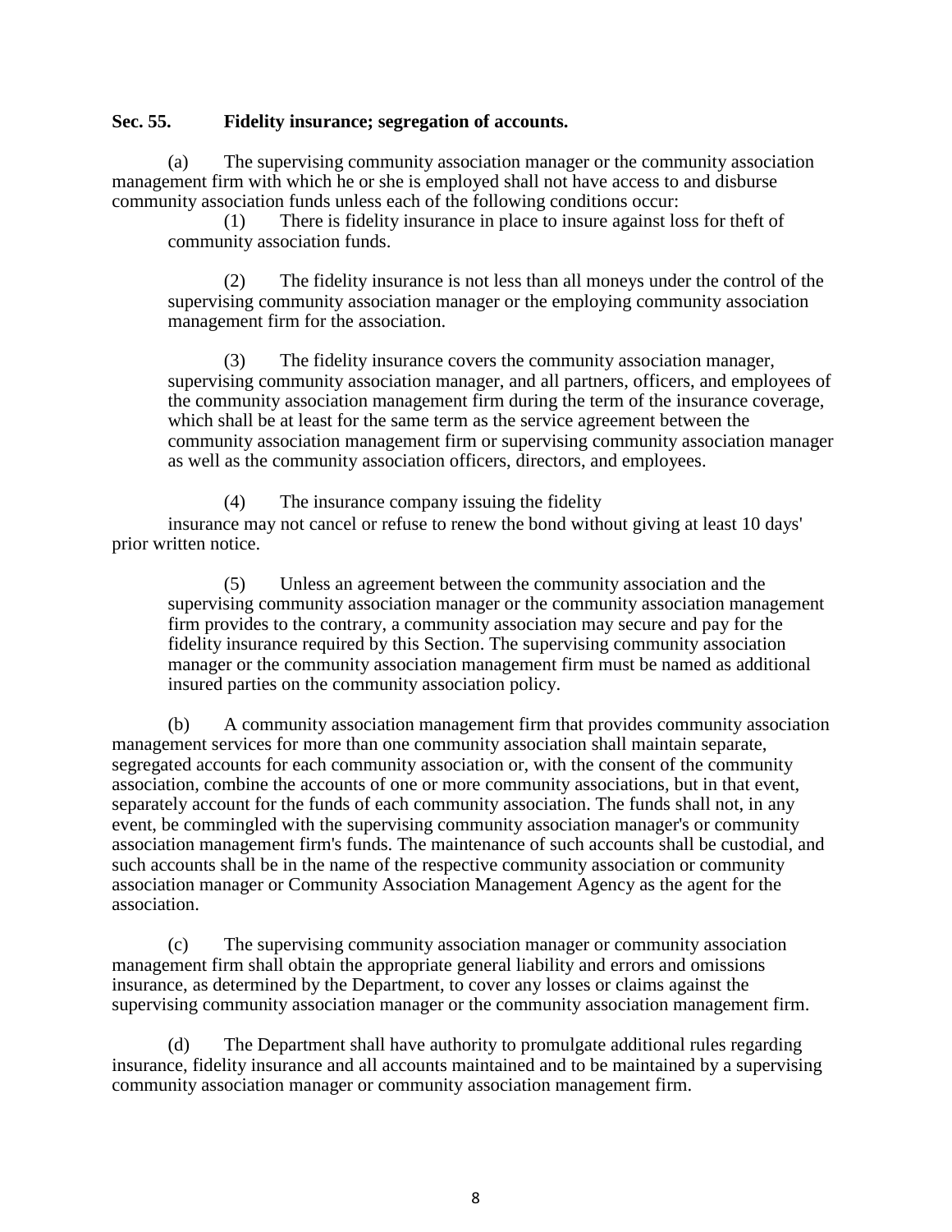**Sec. 55. Fidelity insurance; segregation of accounts.**

(a) The supervising community association manager or the community association management firm with which he or she is employed shall not have access to and disburse community association funds unless each of the following conditions occur:

(1) There is fidelity insurance in place to insure against loss for theft of community association funds.

(2) The fidelity insurance is not less than all moneys under the control of the supervising community association manager or the employing community association management firm for the association.

(3) The fidelity insurance covers the community association manager, supervising community association manager, and all partners, officers, and employees of the community association management firm during the term of the insurance coverage, which shall be at least for the same term as the service agreement between the community association management firm or supervising community association manager as well as the community association officers, directors, and employees.

(4) The insurance company issuing the fidelity insurance may not cancel or refuse to renew the bond without giving at least 10 days' prior written notice.

(5) Unless an agreement between the community association and the supervising community association manager or the community association management firm provides to the contrary, a community association may secure and pay for the fidelity insurance required by this Section. The supervising community association manager or the community association management firm must be named as additional insured parties on the community association policy.

(b) A community association management firm that provides community association management services for more than one community association shall maintain separate, segregated accounts for each community association or, with the consent of the community association, combine the accounts of one or more community associations, but in that event, separately account for the funds of each community association. The funds shall not, in any event, be commingled with the supervising community association manager's or community association management firm's funds. The maintenance of such accounts shall be custodial, and such accounts shall be in the name of the respective community association or community association manager or Community Association Management Agency as the agent for the association.

(c) The supervising community association manager or community association management firm shall obtain the appropriate general liability and errors and omissions insurance, as determined by the Department, to cover any losses or claims against the supervising community association manager or the community association management firm.

(d) The Department shall have authority to promulgate additional rules regarding insurance, fidelity insurance and all accounts maintained and to be maintained by a supervising community association manager or community association management firm.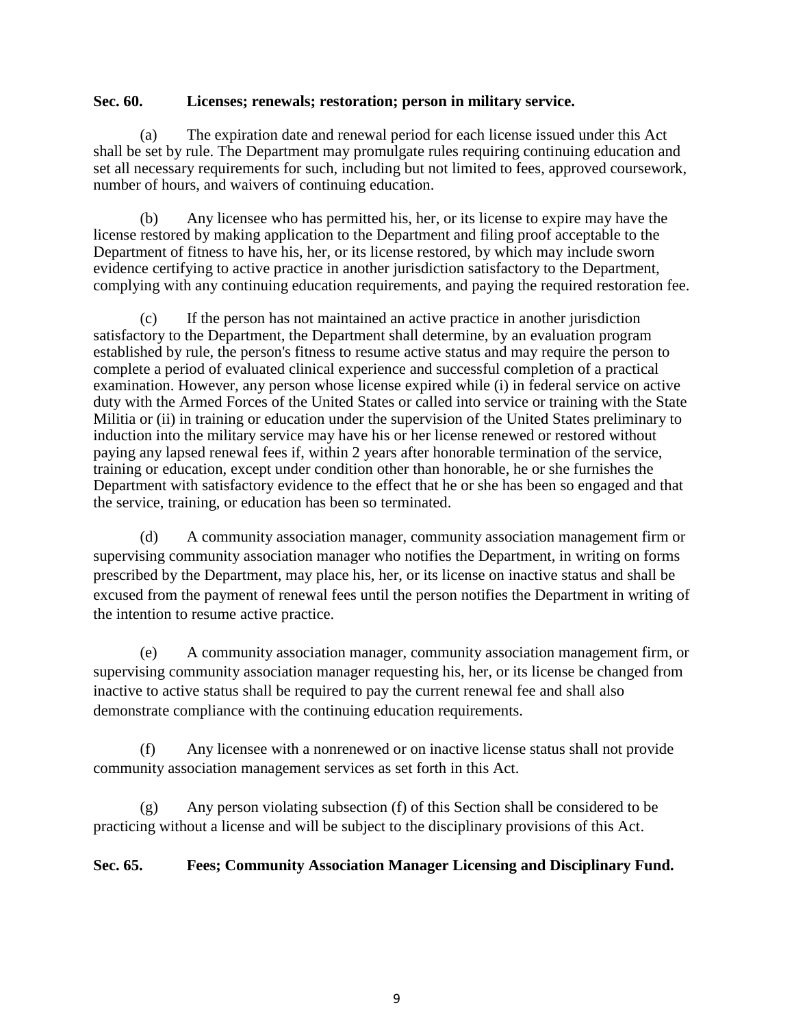**Sec. 60. Licenses; renewals; restoration; person in military service.**

(a) The expiration date and renewal period for each license issued under this Act shall be set by rule. The Department may promulgate rules requiring continuing education and set all necessary requirements for such, including but not limited to fees, approved coursework, number of hours, and waivers of continuing education.

(b) Any licensee who has permitted his, her, or its license to expire may have the license restored by making application to the Department and filing proof acceptable to the Department of fitness to have his, her, or its license restored, by which may include sworn evidence certifying to active practice in another jurisdiction satisfactory to the Department, complying with any continuing education requirements, and paying the required restoration fee.

(c) If the person has not maintained an active practice in another jurisdiction satisfactory to the Department, the Department shall determine, by an evaluation program established by rule, the person's fitness to resume active status and may require the person to complete a period of evaluated clinical experience and successful completion of a practical examination. However, any person whose license expired while (i) in federal service on active duty with the Armed Forces of the United States or called into service or training with the State Militia or (ii) in training or education under the supervision of the United States preliminary to induction into the military service may have his or her license renewed or restored without paying any lapsed renewal fees if, within 2 years after honorable termination of the service, training or education, except under condition other than honorable, he or she furnishes the Department with satisfactory evidence to the effect that he or she has been so engaged and that the service, training, or education has been so terminated.

(d) A community association manager, community association management firm or supervising community association manager who notifies the Department, in writing on forms prescribed by the Department, may place his, her, or its license on inactive status and shall be excused from the payment of renewal fees until the person notifies the Department in writing of the intention to resume active practice.

(e) A community association manager, community association management firm, or supervising community association manager requesting his, her, or its license be changed from inactive to active status shall be required to pay the current renewal fee and shall also demonstrate compliance with the continuing education requirements.

(f) Any licensee with a nonrenewed or on inactive license status shall not provide community association management services as set forth in this Act.

(g) Any person violating subsection (f) of this Section shall be considered to be practicing without a license and will be subject to the disciplinary provisions of this Act.

**Sec. 65. Fees; Community Association Manager Licensing and Disciplinary Fund.**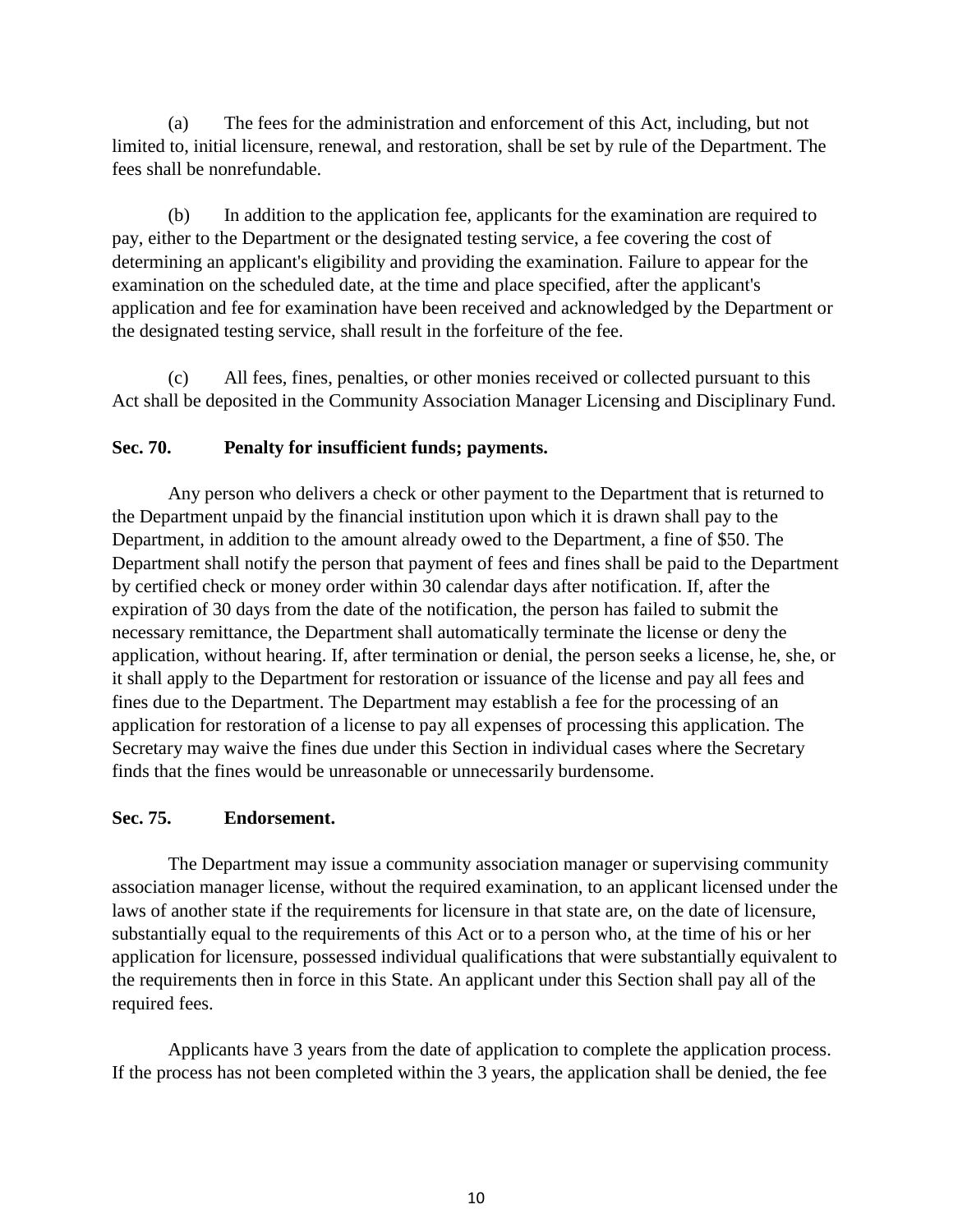(a) The fees for the administration and enforcement of this Act, including, but not limited to, initial licensure, renewal, and restoration, shall be set by rule of the Department. The fees shall be nonrefundable.

(b) In addition to the application fee, applicants for the examination are required to pay, either to the Department or the designated testing service, a fee covering the cost of determining an applicant's eligibility and providing the examination. Failure to appear for the examination on the scheduled date, at the time and place specified, after the applicant's application and fee for examination have been received and acknowledged by the Department or the designated testing service, shall result in the forfeiture of the fee.

(c) All fees, fines, penalties, or other monies received or collected pursuant to this Act shall be deposited in the Community Association Manager Licensing and Disciplinary Fund.

**Sec. 70. Penalty for insufficient funds; payments.**

Any person who delivers a check or other payment to the Department that is returned to the Department unpaid by the financial institution upon which it is drawn shall pay to the Department, in addition to the amount already owed to the Department, a fine of $50. The Department shall notify the person that payment of fees and fines shall be paid to the Department by certified check or money order within 30 calendar days after notification. If, after the expiration of 30 days from the date of the notification, the person has failed to submit the necessary remittance, the Department shall automatically terminate the license or deny the application, without hearing. If, after termination or denial, the person seeks a license, he, she, or it shall apply to the Department for restoration or issuance of the license and pay all fees and fines due to the Department. The Department may establish a fee for the processing of an application for restoration of a license to pay all expenses of processing this application. The Secretary may waive the fines due under this Section in individual cases where the Secretary finds that the fines would be unreasonable or unnecessarily burdensome.

**Sec. 75. Endorsement.**

The Department may issue a community association manager or supervising community association manager license, without the required examination, to an applicant licensed under the laws of another state if the requirements for licensure in that state are, on the date of licensure, substantially equal to the requirements of this Act or to a person who, at the time of his or her application for licensure, possessed individual qualifications that were substantially equivalent to the requirements then in force in this State. An applicant under this Section shall pay all of the required fees.

Applicants have 3 years from the date of application to complete the application process. If the process has not been completed within the 3 years, the application shall be denied, the fee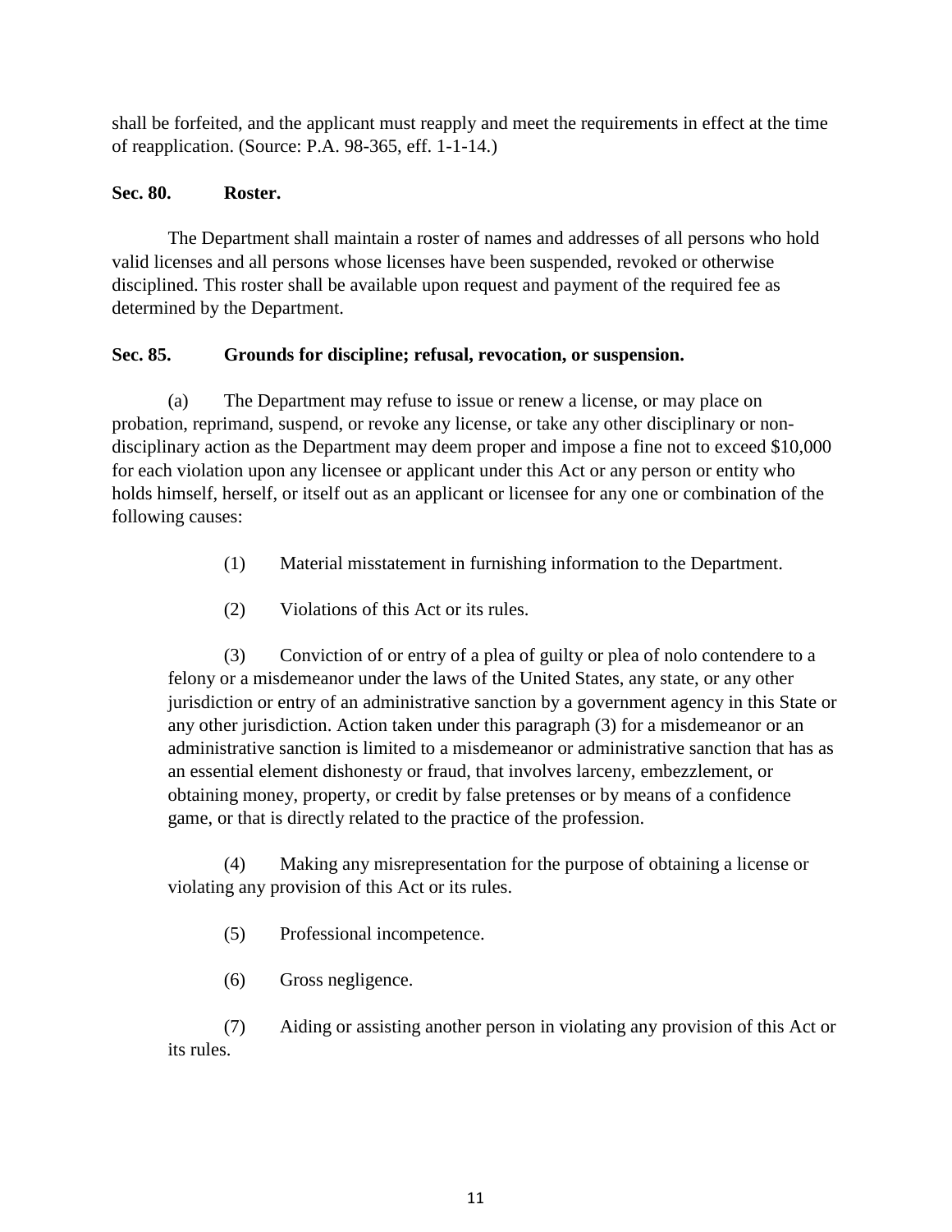shall be forfeited, and the applicant must reapply and meet the requirements in effect at the time of reapplication. (Source: P.A. 98-365, eff. 1-1-14.)

**Sec. 80. Roster.**

The Department shall maintain a roster of names and addresses of all persons who hold valid licenses and all persons whose licenses have been suspended, revoked or otherwise disciplined. This roster shall be available upon request and payment of the required fee as determined by the Department.

**Sec. 85. Grounds for discipline; refusal, revocation, or suspension.**

(a) The Department may refuse to issue or renew a license, or may place on probation, reprimand, suspend, or revoke any license, or take any other disciplinary or non-disciplinary action as the Department may deem proper and impose a fine not to exceed $10,000 for each violation upon any licensee or applicant under this Act or any person or entity who holds himself, herself, or itself out as an applicant or licensee for any one or combination of the following causes:

(1) Material misstatement in furnishing information to the Department.

(2) Violations of this Act or its rules.

(3) Conviction of or entry of a plea of guilty or plea of nolo contendere to a felony or a misdemeanor under the laws of the United States, any state, or any other jurisdiction or entry of an administrative sanction by a government agency in this State or any other jurisdiction. Action taken under this paragraph (3) for a misdemeanor or an administrative sanction is limited to a misdemeanor or administrative sanction that has as an essential element dishonesty or fraud, that involves larceny, embezzlement, or obtaining money, property, or credit by false pretenses or by means of a confidence game, or that is directly related to the practice of the profession.

(4) Making any misrepresentation for the purpose of obtaining a license or violating any provision of this Act or its rules.

(5) Professional incompetence.

(6) Gross negligence.

(7) Aiding or assisting another person in violating any provision of this Act or its rules.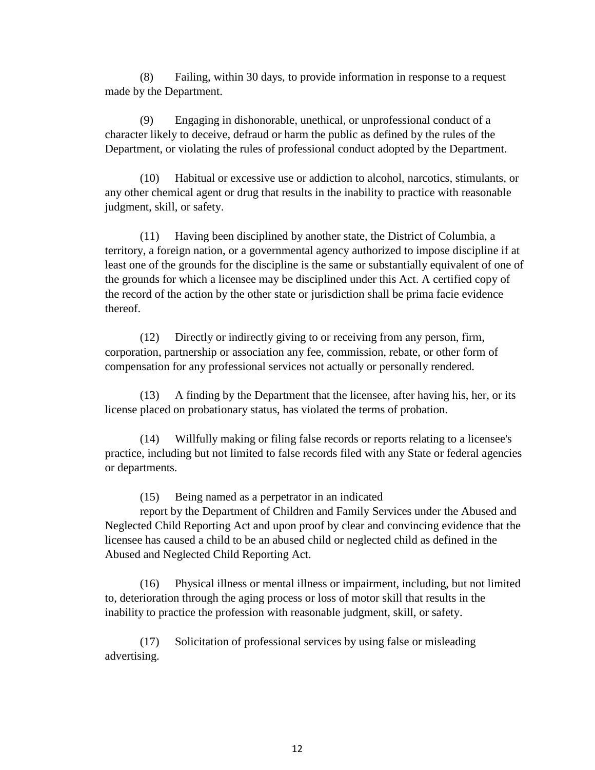(8) Failing, within 30 days, to provide information in response to a request made by the Department.

(9) Engaging in dishonorable, unethical, or unprofessional conduct of a character likely to deceive, defraud or harm the public as defined by the rules of the Department, or violating the rules of professional conduct adopted by the Department.

(10) Habitual or excessive use or addiction to alcohol, narcotics, stimulants, or any other chemical agent or drug that results in the inability to practice with reasonable judgment, skill, or safety.

(11) Having been disciplined by another state, the District of Columbia, a territory, a foreign nation, or a governmental agency authorized to impose discipline if at least one of the grounds for the discipline is the same or substantially equivalent of one of the grounds for which a licensee may be disciplined under this Act. A certified copy of the record of the action by the other state or jurisdiction shall be prima facie evidence thereof.

(12) Directly or indirectly giving to or receiving from any person, firm, corporation, partnership or association any fee, commission, rebate, or other form of compensation for any professional services not actually or personally rendered.

(13) A finding by the Department that the licensee, after having his, her, or its license placed on probationary status, has violated the terms of probation.

(14) Willfully making or filing false records or reports relating to a licensee's practice, including but not limited to false records filed with any State or federal agencies or departments.

(15) Being named as a perpetrator in an indicated report by the Department of Children and Family Services under the Abused and Neglected Child Reporting Act and upon proof by clear and convincing evidence that the licensee has caused a child to be an abused child or neglected child as defined in the Abused and Neglected Child Reporting Act.

(16) Physical illness or mental illness or impairment, including, but not limited to, deterioration through the aging process or loss of motor skill that results in the inability to practice the profession with reasonable judgment, skill, or safety.

(17) Solicitation of professional services by using false or misleading advertising.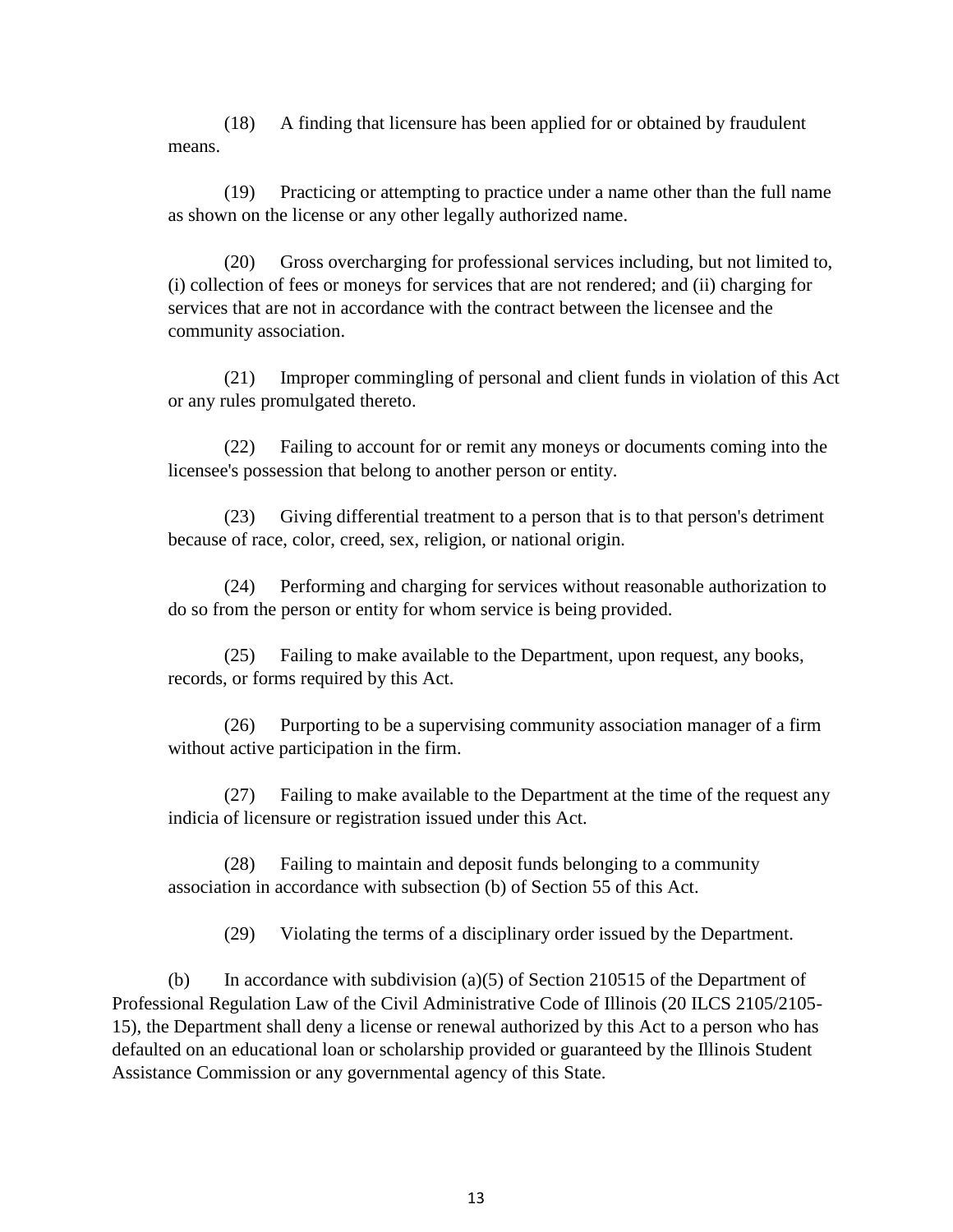(18) A finding that licensure has been applied for or obtained by fraudulent means.

(19) Practicing or attempting to practice under a name other than the full name as shown on the license or any other legally authorized name.

(20) Gross overcharging for professional services including, but not limited to, (i) collection of fees or moneys for services that are not rendered; and (ii) charging for services that are not in accordance with the contract between the licensee and the community association.

(21) Improper commingling of personal and client funds in violation of this Act or any rules promulgated thereto.

(22) Failing to account for or remit any moneys or documents coming into the licensee's possession that belong to another person or entity.

(23) Giving differential treatment to a person that is to that person's detriment because of race, color, creed, sex, religion, or national origin.

(24) Performing and charging for services without reasonable authorization to do so from the person or entity for whom service is being provided.

(25) Failing to make available to the Department, upon request, any books, records, or forms required by this Act.

(26) Purporting to be a supervising community association manager of a firm without active participation in the firm.

(27) Failing to make available to the Department at the time of the request any indicia of licensure or registration issued under this Act.

(28) Failing to maintain and deposit funds belonging to a community association in accordance with subsection (b) of Section 55 of this Act.

(29) Violating the terms of a disciplinary order issued by the Department.

(b) In accordance with subdivision (a)(5) of Section 210515 of the Department of Professional Regulation Law of the Civil Administrative Code of Illinois (20 ILCS 2105/2105-15), the Department shall deny a license or renewal authorized by this Act to a person who has defaulted on an educational loan or scholarship provided or guaranteed by the Illinois Student Assistance Commission or any governmental agency of this State.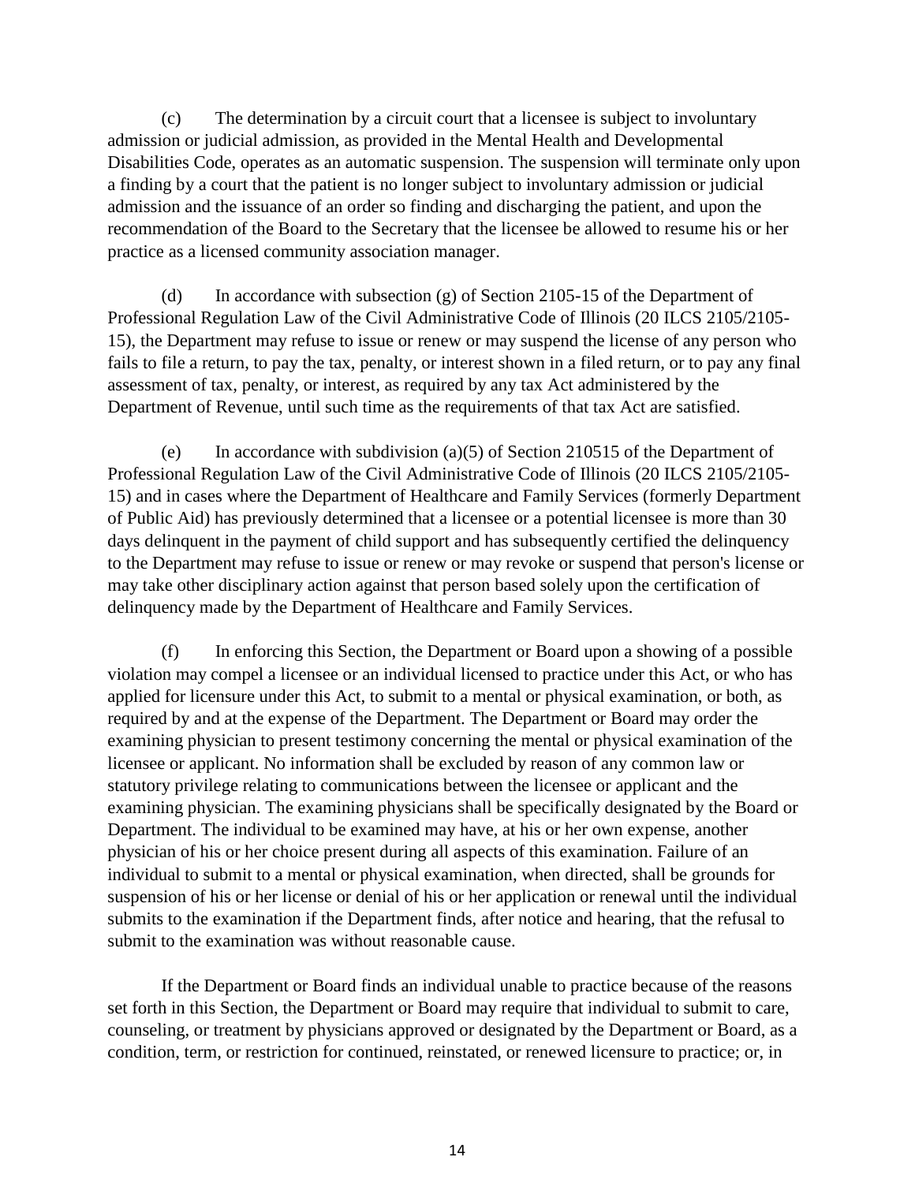(c) The determination by a circuit court that a licensee is subject to involuntary admission or judicial admission, as provided in the Mental Health and Developmental Disabilities Code, operates as an automatic suspension. The suspension will terminate only upon a finding by a court that the patient is no longer subject to involuntary admission or judicial admission and the issuance of an order so finding and discharging the patient, and upon the recommendation of the Board to the Secretary that the licensee be allowed to resume his or her practice as a licensed community association manager.

(d) In accordance with subsection (g) of Section 2105-15 of the Department of Professional Regulation Law of the Civil Administrative Code of Illinois (20 ILCS 2105/2105-15), the Department may refuse to issue or renew or may suspend the license of any person who fails to file a return, to pay the tax, penalty, or interest shown in a filed return, or to pay any final assessment of tax, penalty, or interest, as required by any tax Act administered by the Department of Revenue, until such time as the requirements of that tax Act are satisfied.

(e) In accordance with subdivision (a)(5) of Section 210515 of the Department of Professional Regulation Law of the Civil Administrative Code of Illinois (20 ILCS 2105/2105-15) and in cases where the Department of Healthcare and Family Services (formerly Department of Public Aid) has previously determined that a licensee or a potential licensee is more than 30 days delinquent in the payment of child support and has subsequently certified the delinquency to the Department may refuse to issue or renew or may revoke or suspend that person's license or may take other disciplinary action against that person based solely upon the certification of delinquency made by the Department of Healthcare and Family Services.

(f) In enforcing this Section, the Department or Board upon a showing of a possible violation may compel a licensee or an individual licensed to practice under this Act, or who has applied for licensure under this Act, to submit to a mental or physical examination, or both, as required by and at the expense of the Department. The Department or Board may order the examining physician to present testimony concerning the mental or physical examination of the licensee or applicant. No information shall be excluded by reason of any common law or statutory privilege relating to communications between the licensee or applicant and the examining physician. The examining physicians shall be specifically designated by the Board or Department. The individual to be examined may have, at his or her own expense, another physician of his or her choice present during all aspects of this examination. Failure of an individual to submit to a mental or physical examination, when directed, shall be grounds for suspension of his or her license or denial of his or her application or renewal until the individual submits to the examination if the Department finds, after notice and hearing, that the refusal to submit to the examination was without reasonable cause.

If the Department or Board finds an individual unable to practice because of the reasons set forth in this Section, the Department or Board may require that individual to submit to care, counseling, or treatment by physicians approved or designated by the Department or Board, as a condition, term, or restriction for continued, reinstated, or renewed licensure to practice; or, in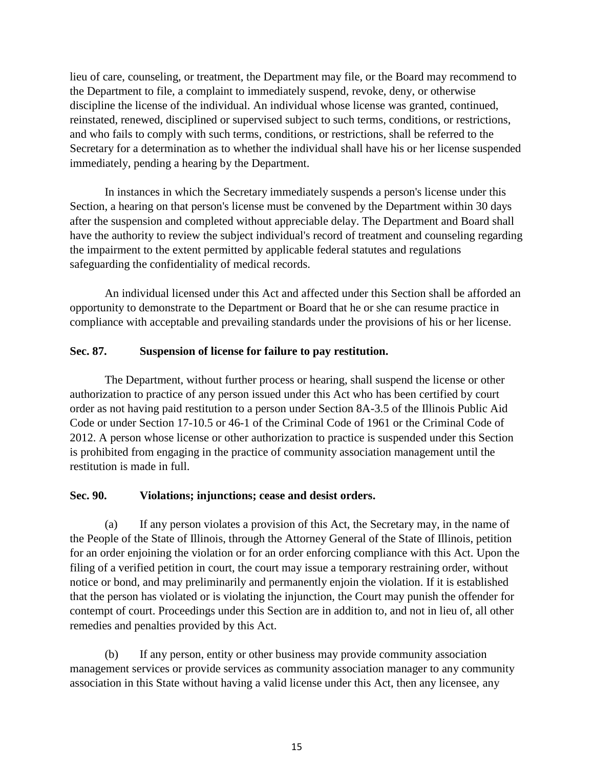lieu of care, counseling, or treatment, the Department may file, or the Board may recommend to the Department to file, a complaint to immediately suspend, revoke, deny, or otherwise discipline the license of the individual. An individual whose license was granted, continued, reinstated, renewed, disciplined or supervised subject to such terms, conditions, or restrictions, and who fails to comply with such terms, conditions, or restrictions, shall be referred to the Secretary for a determination as to whether the individual shall have his or her license suspended immediately, pending a hearing by the Department.

In instances in which the Secretary immediately suspends a person's license under this Section, a hearing on that person's license must be convened by the Department within 30 days after the suspension and completed without appreciable delay. The Department and Board shall have the authority to review the subject individual's record of treatment and counseling regarding the impairment to the extent permitted by applicable federal statutes and regulations safeguarding the confidentiality of medical records.

An individual licensed under this Act and affected under this Section shall be afforded an opportunity to demonstrate to the Department or Board that he or she can resume practice in compliance with acceptable and prevailing standards under the provisions of his or her license.

**Sec. 87. Suspension of license for failure to pay restitution.**

The Department, without further process or hearing, shall suspend the license or other authorization to practice of any person issued under this Act who has been certified by court order as not having paid restitution to a person under Section 8A-3.5 of the Illinois Public Aid Code or under Section 17-10.5 or 46-1 of the Criminal Code of 1961 or the Criminal Code of 2012. A person whose license or other authorization to practice is suspended under this Section is prohibited from engaging in the practice of community association management until the restitution is made in full.

**Sec. 90. Violations; injunctions; cease and desist orders.**

(a) If any person violates a provision of this Act, the Secretary may, in the name of the People of the State of Illinois, through the Attorney General of the State of Illinois, petition for an order enjoining the violation or for an order enforcing compliance with this Act. Upon the filing of a verified petition in court, the court may issue a temporary restraining order, without notice or bond, and may preliminarily and permanently enjoin the violation. If it is established that the person has violated or is violating the injunction, the Court may punish the offender for contempt of court. Proceedings under this Section are in addition to, and not in lieu of, all other remedies and penalties provided by this Act.

(b) If any person, entity or other business may provide community association management services or provide services as community association manager to any community association in this State without having a valid license under this Act, then any licensee, any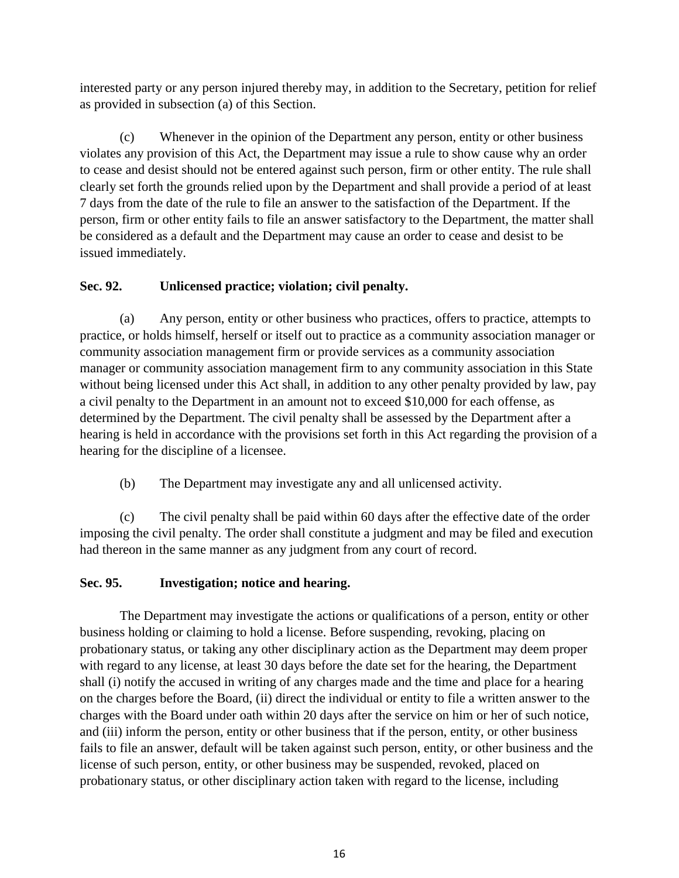interested party or any person injured thereby may, in addition to the Secretary, petition for relief as provided in subsection (a) of this Section.

(c) Whenever in the opinion of the Department any person, entity or other business violates any provision of this Act, the Department may issue a rule to show cause why an order to cease and desist should not be entered against such person, firm or other entity. The rule shall clearly set forth the grounds relied upon by the Department and shall provide a period of at least 7 days from the date of the rule to file an answer to the satisfaction of the Department. If the person, firm or other entity fails to file an answer satisfactory to the Department, the matter shall be considered as a default and the Department may cause an order to cease and desist to be issued immediately.

**Sec. 92. Unlicensed practice; violation; civil penalty.**

(a) Any person, entity or other business who practices, offers to practice, attempts to practice, or holds himself, herself or itself out to practice as a community association manager or community association management firm or provide services as a community association manager or community association management firm to any community association in this State without being licensed under this Act shall, in addition to any other penalty provided by law, pay a civil penalty to the Department in an amount not to exceed $10,000 for each offense, as determined by the Department. The civil penalty shall be assessed by the Department after a hearing is held in accordance with the provisions set forth in this Act regarding the provision of a hearing for the discipline of a licensee.

(b) The Department may investigate any and all unlicensed activity.

(c) The civil penalty shall be paid within 60 days after the effective date of the order imposing the civil penalty. The order shall constitute a judgment and may be filed and execution had thereon in the same manner as any judgment from any court of record.

**Sec. 95. Investigation; notice and hearing.**

The Department may investigate the actions or qualifications of a person, entity or other business holding or claiming to hold a license. Before suspending, revoking, placing on probationary status, or taking any other disciplinary action as the Department may deem proper with regard to any license, at least 30 days before the date set for the hearing, the Department shall (i) notify the accused in writing of any charges made and the time and place for a hearing on the charges before the Board, (ii) direct the individual or entity to file a written answer to the charges with the Board under oath within 20 days after the service on him or her of such notice, and (iii) inform the person, entity or other business that if the person, entity, or other business fails to file an answer, default will be taken against such person, entity, or other business and the license of such person, entity, or other business may be suspended, revoked, placed on probationary status, or other disciplinary action taken with regard to the license, including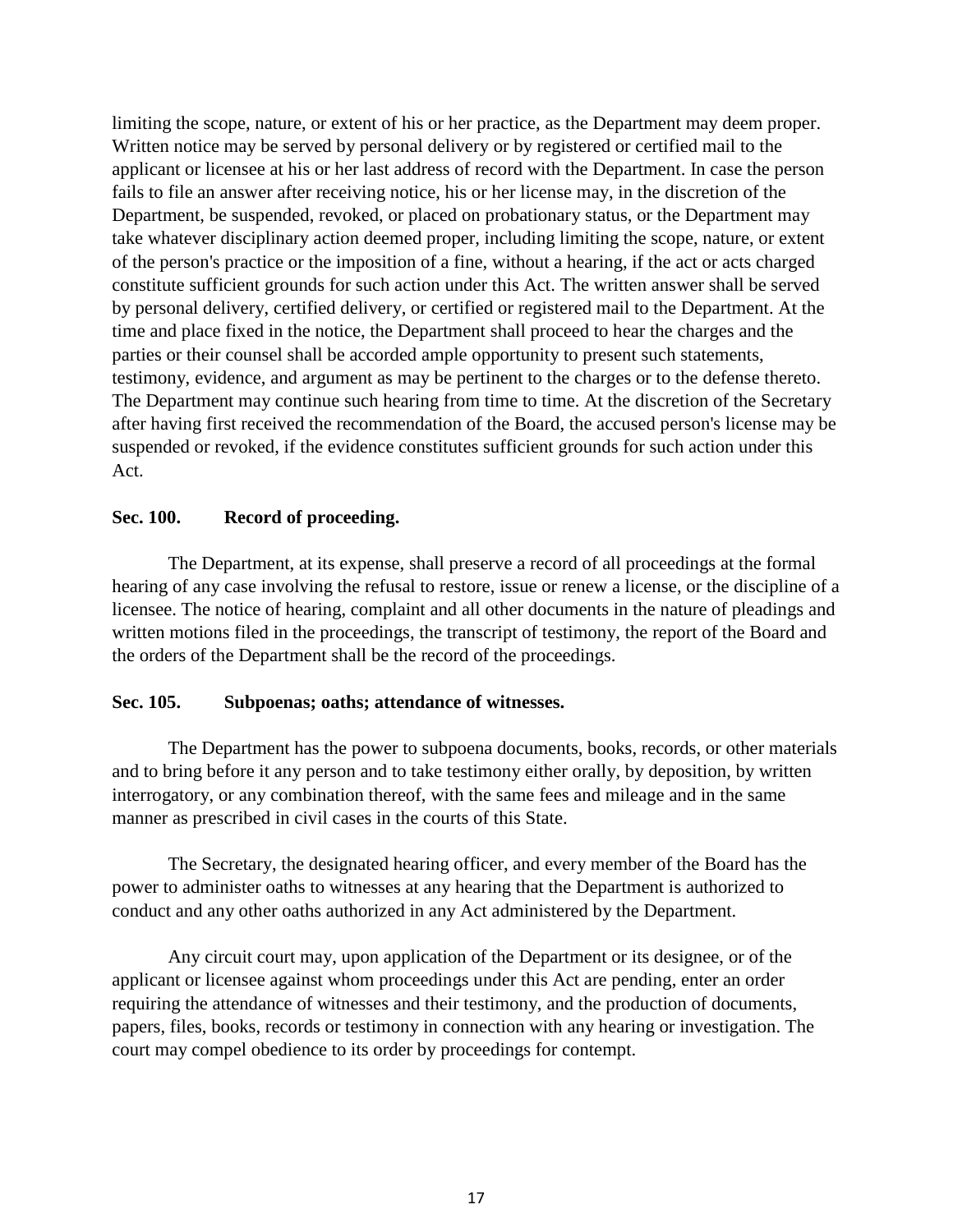limiting the scope, nature, or extent of his or her practice, as the Department may deem proper. Written notice may be served by personal delivery or by registered or certified mail to the applicant or licensee at his or her last address of record with the Department. In case the person fails to file an answer after receiving notice, his or her license may, in the discretion of the Department, be suspended, revoked, or placed on probationary status, or the Department may take whatever disciplinary action deemed proper, including limiting the scope, nature, or extent of the person's practice or the imposition of a fine, without a hearing, if the act or acts charged constitute sufficient grounds for such action under this Act. The written answer shall be served by personal delivery, certified delivery, or certified or registered mail to the Department. At the time and place fixed in the notice, the Department shall proceed to hear the charges and the parties or their counsel shall be accorded ample opportunity to present such statements, testimony, evidence, and argument as may be pertinent to the charges or to the defense thereto. The Department may continue such hearing from time to time. At the discretion of the Secretary after having first received the recommendation of the Board, the accused person's license may be suspended or revoked, if the evidence constitutes sufficient grounds for such action under this Act.

**Sec. 100. Record of proceeding.**

The Department, at its expense, shall preserve a record of all proceedings at the formal hearing of any case involving the refusal to restore, issue or renew a license, or the discipline of a licensee. The notice of hearing, complaint and all other documents in the nature of pleadings and written motions filed in the proceedings, the transcript of testimony, the report of the Board and the orders of the Department shall be the record of the proceedings.

**Sec. 105. Subpoenas; oaths; attendance of witnesses.**

The Department has the power to subpoena documents, books, records, or other materials and to bring before it any person and to take testimony either orally, by deposition, by written interrogatory, or any combination thereof, with the same fees and mileage and in the same manner as prescribed in civil cases in the courts of this State.

The Secretary, the designated hearing officer, and every member of the Board has the power to administer oaths to witnesses at any hearing that the Department is authorized to conduct and any other oaths authorized in any Act administered by the Department.

Any circuit court may, upon application of the Department or its designee, or of the applicant or licensee against whom proceedings under this Act are pending, enter an order requiring the attendance of witnesses and their testimony, and the production of documents, papers, files, books, records or testimony in connection with any hearing or investigation. The court may compel obedience to its order by proceedings for contempt.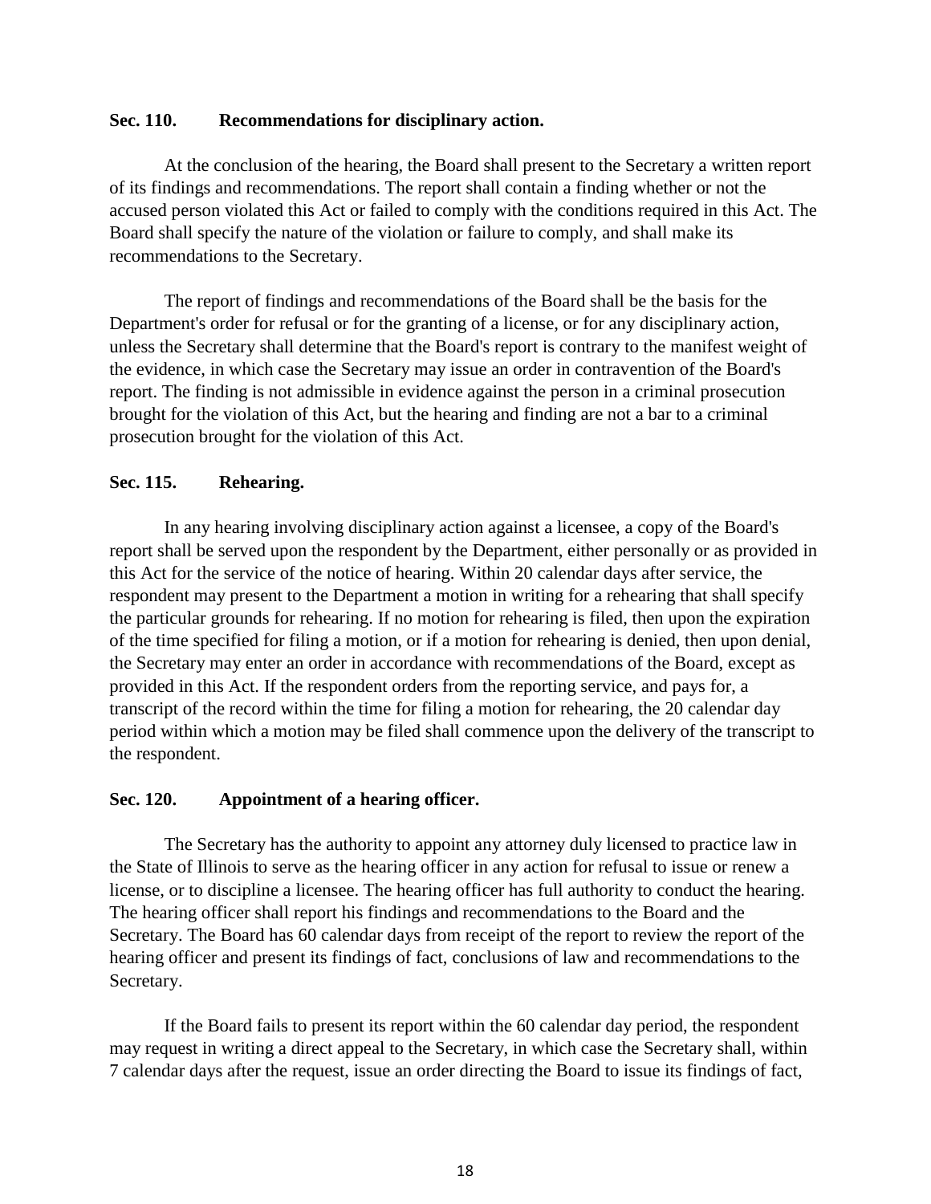**Sec. 110. Recommendations for disciplinary action.**

At the conclusion of the hearing, the Board shall present to the Secretary a written report of its findings and recommendations. The report shall contain a finding whether or not the accused person violated this Act or failed to comply with the conditions required in this Act. The Board shall specify the nature of the violation or failure to comply, and shall make its recommendations to the Secretary.

The report of findings and recommendations of the Board shall be the basis for the Department's order for refusal or for the granting of a license, or for any disciplinary action, unless the Secretary shall determine that the Board's report is contrary to the manifest weight of the evidence, in which case the Secretary may issue an order in contravention of the Board's report. The finding is not admissible in evidence against the person in a criminal prosecution brought for the violation of this Act, but the hearing and finding are not a bar to a criminal prosecution brought for the violation of this Act.

**Sec. 115. Rehearing.**

In any hearing involving disciplinary action against a licensee, a copy of the Board's report shall be served upon the respondent by the Department, either personally or as provided in this Act for the service of the notice of hearing. Within 20 calendar days after service, the respondent may present to the Department a motion in writing for a rehearing that shall specify the particular grounds for rehearing. If no motion for rehearing is filed, then upon the expiration of the time specified for filing a motion, or if a motion for rehearing is denied, then upon denial, the Secretary may enter an order in accordance with recommendations of the Board, except as provided in this Act. If the respondent orders from the reporting service, and pays for, a transcript of the record within the time for filing a motion for rehearing, the 20 calendar day period within which a motion may be filed shall commence upon the delivery of the transcript to the respondent.

**Sec. 120. Appointment of a hearing officer.**

The Secretary has the authority to appoint any attorney duly licensed to practice law in the State of Illinois to serve as the hearing officer in any action for refusal to issue or renew a license, or to discipline a licensee. The hearing officer has full authority to conduct the hearing. The hearing officer shall report his findings and recommendations to the Board and the Secretary. The Board has 60 calendar days from receipt of the report to review the report of the hearing officer and present its findings of fact, conclusions of law and recommendations to the Secretary.

If the Board fails to present its report within the 60 calendar day period, the respondent may request in writing a direct appeal to the Secretary, in which case the Secretary shall, within 7 calendar days after the request, issue an order directing the Board to issue its findings of fact,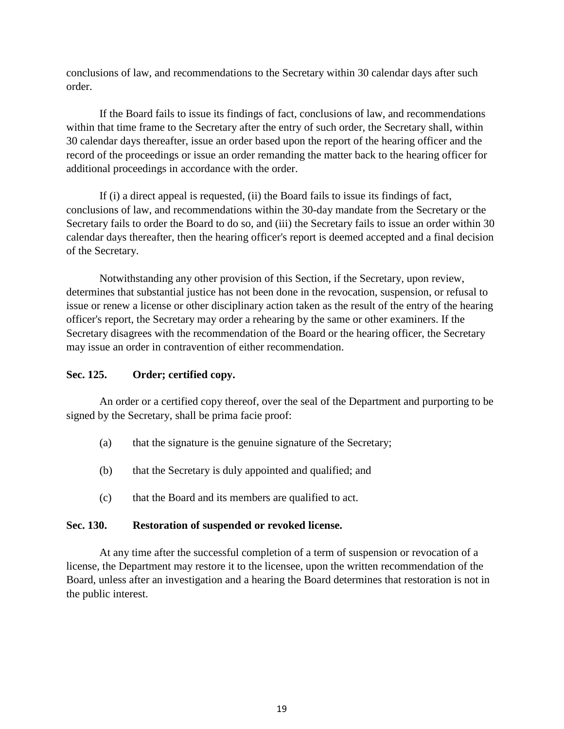conclusions of law, and recommendations to the Secretary within 30 calendar days after such order.

If the Board fails to issue its findings of fact, conclusions of law, and recommendations within that time frame to the Secretary after the entry of such order, the Secretary shall, within 30 calendar days thereafter, issue an order based upon the report of the hearing officer and the record of the proceedings or issue an order remanding the matter back to the hearing officer for additional proceedings in accordance with the order.

If (i) a direct appeal is requested, (ii) the Board fails to issue its findings of fact, conclusions of law, and recommendations within the 30-day mandate from the Secretary or the Secretary fails to order the Board to do so, and (iii) the Secretary fails to issue an order within 30 calendar days thereafter, then the hearing officer's report is deemed accepted and a final decision of the Secretary.

Notwithstanding any other provision of this Section, if the Secretary, upon review, determines that substantial justice has not been done in the revocation, suspension, or refusal to issue or renew a license or other disciplinary action taken as the result of the entry of the hearing officer's report, the Secretary may order a rehearing by the same or other examiners. If the Secretary disagrees with the recommendation of the Board or the hearing officer, the Secretary may issue an order in contravention of either recommendation.

### Sec. 125. Order; certified copy.

An order or a certified copy thereof, over the seal of the Department and purporting to be signed by the Secretary, shall be prima facie proof:

(a) that the signature is the genuine signature of the Secretary;

(b) that the Secretary is duly appointed and qualified; and

(c) that the Board and its members are qualified to act.

### Sec. 130. Restoration of suspended or revoked license.

At any time after the successful completion of a term of suspension or revocation of a license, the Department may restore it to the licensee, upon the written recommendation of the Board, unless after an investigation and a hearing the Board determines that restoration is not in the public interest.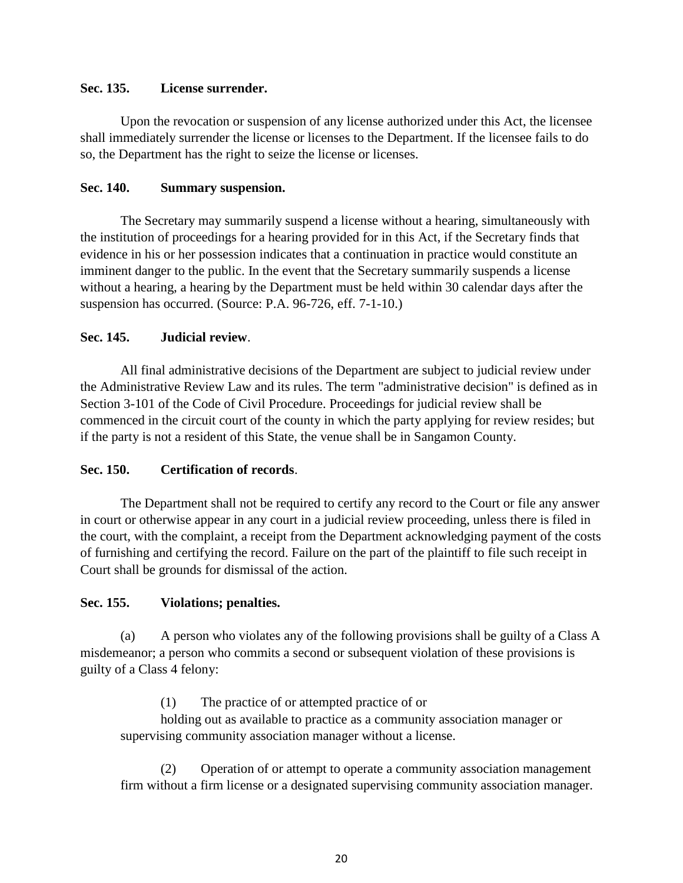**Sec. 135. License surrender.**

Upon the revocation or suspension of any license authorized under this Act, the licensee shall immediately surrender the license or licenses to the Department. If the licensee fails to do so, the Department has the right to seize the license or licenses.

**Sec. 140. Summary suspension.**

The Secretary may summarily suspend a license without a hearing, simultaneously with the institution of proceedings for a hearing provided for in this Act, if the Secretary finds that evidence in his or her possession indicates that a continuation in practice would constitute an imminent danger to the public. In the event that the Secretary summarily suspends a license without a hearing, a hearing by the Department must be held within 30 calendar days after the suspension has occurred. (Source: P.A. 96-726, eff. 7-1-10.)

**Sec. 145. Judicial review**.

All final administrative decisions of the Department are subject to judicial review under the Administrative Review Law and its rules. The term "administrative decision" is defined as in Section 3-101 of the Code of Civil Procedure. Proceedings for judicial review shall be commenced in the circuit court of the county in which the party applying for review resides; but if the party is not a resident of this State, the venue shall be in Sangamon County.

**Sec. 150. Certification of records**.

The Department shall not be required to certify any record to the Court or file any answer in court or otherwise appear in any court in a judicial review proceeding, unless there is filed in the court, with the complaint, a receipt from the Department acknowledging payment of the costs of furnishing and certifying the record. Failure on the part of the plaintiff to file such receipt in Court shall be grounds for dismissal of the action.

**Sec. 155. Violations; penalties.**

(a) A person who violates any of the following provisions shall be guilty of a Class A misdemeanor; a person who commits a second or subsequent violation of these provisions is guilty of a Class 4 felony:

(1) The practice of or attempted practice of or holding out as available to practice as a community association manager or supervising community association manager without a license.

(2) Operation of or attempt to operate a community association management firm without a firm license or a designated supervising community association manager.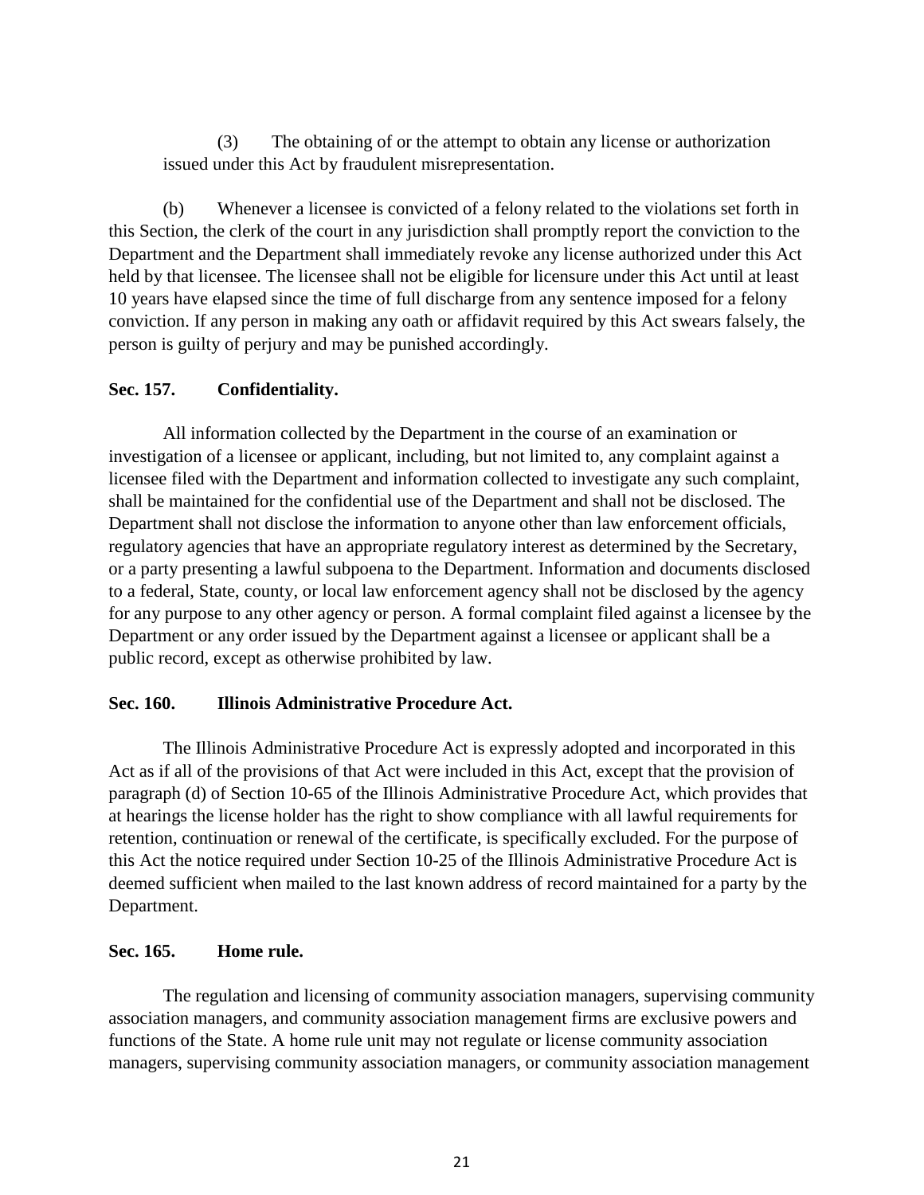(3) The obtaining of or the attempt to obtain any license or authorization issued under this Act by fraudulent misrepresentation.

(b) Whenever a licensee is convicted of a felony related to the violations set forth in this Section, the clerk of the court in any jurisdiction shall promptly report the conviction to the Department and the Department shall immediately revoke any license authorized under this Act held by that licensee. The licensee shall not be eligible for licensure under this Act until at least 10 years have elapsed since the time of full discharge from any sentence imposed for a felony conviction. If any person in making any oath or affidavit required by this Act swears falsely, the person is guilty of perjury and may be punished accordingly.

**Sec. 157. Confidentiality.**

All information collected by the Department in the course of an examination or investigation of a licensee or applicant, including, but not limited to, any complaint against a licensee filed with the Department and information collected to investigate any such complaint, shall be maintained for the confidential use of the Department and shall not be disclosed. The Department shall not disclose the information to anyone other than law enforcement officials, regulatory agencies that have an appropriate regulatory interest as determined by the Secretary, or a party presenting a lawful subpoena to the Department. Information and documents disclosed to a federal, State, county, or local law enforcement agency shall not be disclosed by the agency for any purpose to any other agency or person. A formal complaint filed against a licensee by the Department or any order issued by the Department against a licensee or applicant shall be a public record, except as otherwise prohibited by law.

**Sec. 160. Illinois Administrative Procedure Act.**

The Illinois Administrative Procedure Act is expressly adopted and incorporated in this Act as if all of the provisions of that Act were included in this Act, except that the provision of paragraph (d) of Section 10-65 of the Illinois Administrative Procedure Act, which provides that at hearings the license holder has the right to show compliance with all lawful requirements for retention, continuation or renewal of the certificate, is specifically excluded. For the purpose of this Act the notice required under Section 10-25 of the Illinois Administrative Procedure Act is deemed sufficient when mailed to the last known address of record maintained for a party by the Department.

**Sec. 165. Home rule.**

The regulation and licensing of community association managers, supervising community association managers, and community association management firms are exclusive powers and functions of the State. A home rule unit may not regulate or license community association managers, supervising community association managers, or community association management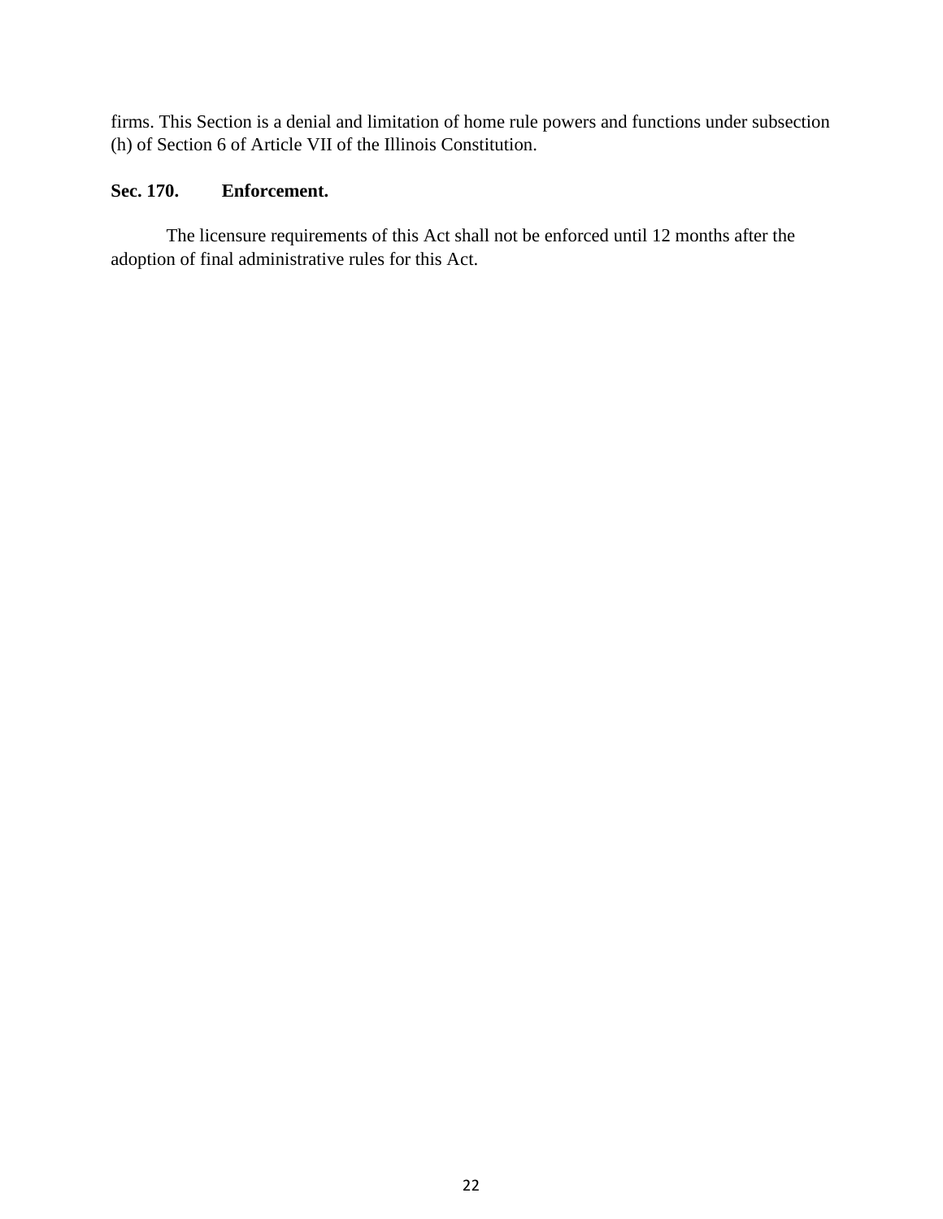firms. This Section is a denial and limitation of home rule powers and functions under subsection (h) of Section 6 of Article VII of the Illinois Constitution.

**Sec. 170. Enforcement.**

The licensure requirements of this Act shall not be enforced until 12 months after the adoption of final administrative rules for this Act.